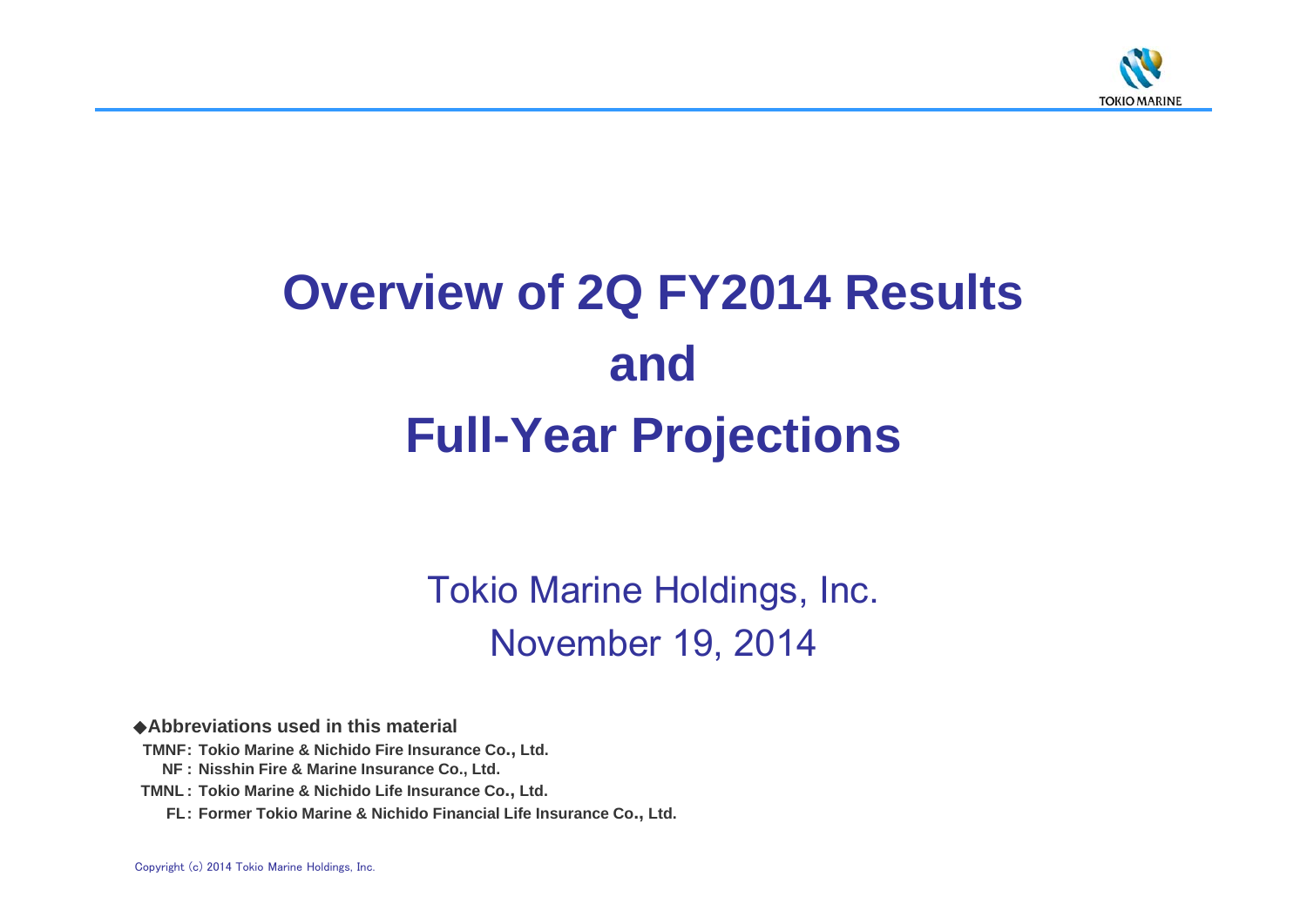# Overview of 2Q FY2014 Results and Full-Year Projections

Tokio Marine Holdings, Inc.

November 19, 2014

◆**Abbreviations used in this material**

**TMNF: Tokio Marine & Nichido Fire Insurance Co., Ltd.**

**NF : Nisshin Fire & Marine Insurance Co., Ltd.**

**TMNL : Tokio Marine & Nichido Life Insurance Co., Ltd.**

**FL: Former Tokio Marine & Nichido Financial Life Insurance Co., Ltd.**

Copyright (c) 2014 Tokio Marine Holdings, Inc.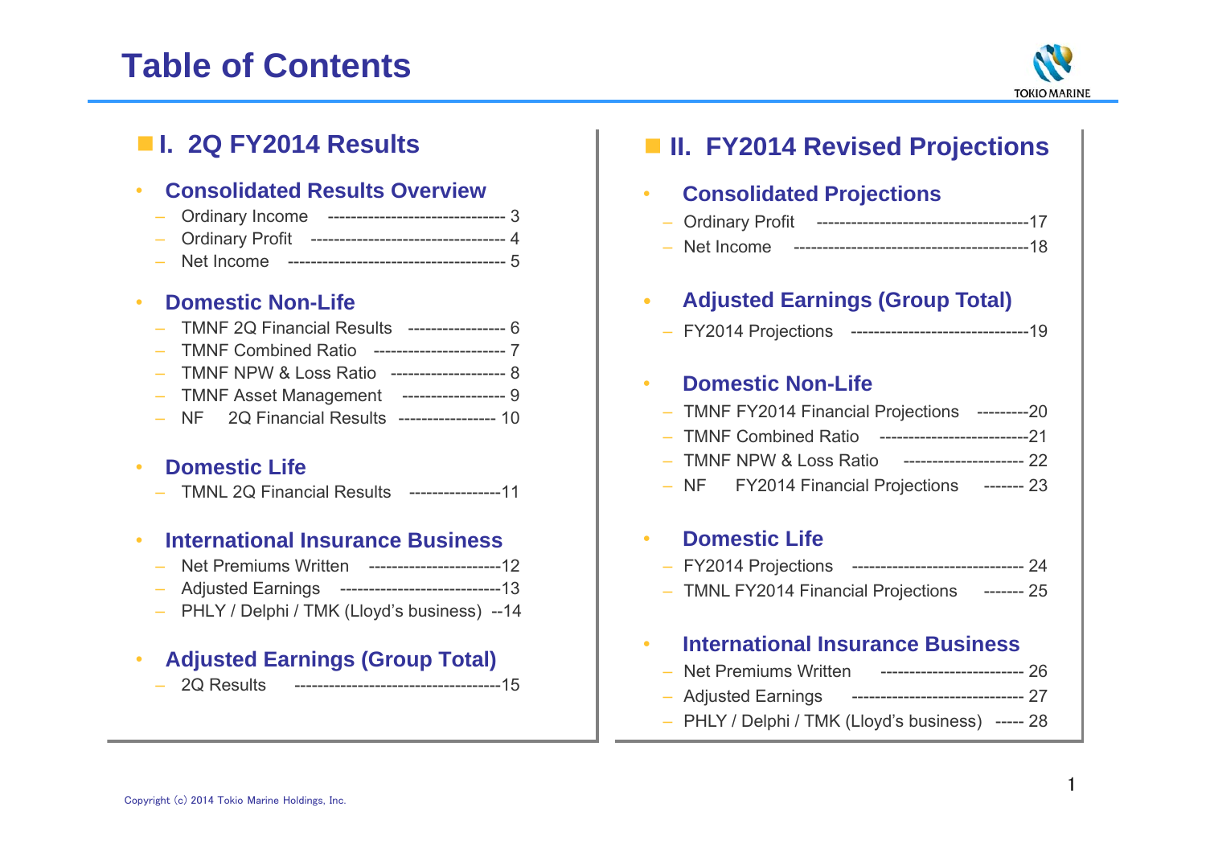# Table of Contents

## I. 2Q FY2014 Results

- **Consolidated Results Overview**
  - Ordinary Income ------------------------------- 3
  - Ordinary Profit ---------------------------------- 4
  - Net Income ------------------------------------- 5
- **Domestic Non-Life**
  - TMNF 2Q Financial Results ----------------- 6
  - TMNF Combined Ratio ----------------------- 7
  - TMNF NPW & Loss Ratio -------------------- 8
  - TMNF Asset Management ------------------ 9
  - NF 2Q Financial Results ----------------- 10
- **Domestic Life**
  - TMNL 2Q Financial Results ----------------11
- **International Insurance Business**
  - Net Premiums Written -----------------------12
  - Adjusted Earnings ----------------------------13
  - PHLY / Delphi / TMK (Lloyd's business) --14
- **Adjusted Earnings (Group Total)**
  - 2Q Results ------------------------------------15

## II. FY2014 Revised Projections

- **Consolidated Projections**
  - Ordinary Profit -------------------------------------17
  - Net Income -----------------------------------------18
- **Adjusted Earnings (Group Total)**
  - FY2014 Projections -------------------------------19
- **Domestic Non-Life**
  - TMNF FY2014 Financial Projections ---------20
  - TMNF Combined Ratio --------------------------21
  - TMNF NPW & Loss Ratio --------------------- 22
  - NF FY2014 Financial Projections ------- 23
- **Domestic Life**
  - FY2014 Projections ------------------------------ 24
  - TMNL FY2014 Financial Projections ------- 25
- **International Insurance Business**
  - Net Premiums Written ------------------------- 26
  - Adjusted Earnings ------------------------------ 27
  - PHLY / Delphi / TMK (Lloyd's business) ----- 28

Copyright (c) 2014 Tokio Marine Holdings, Inc.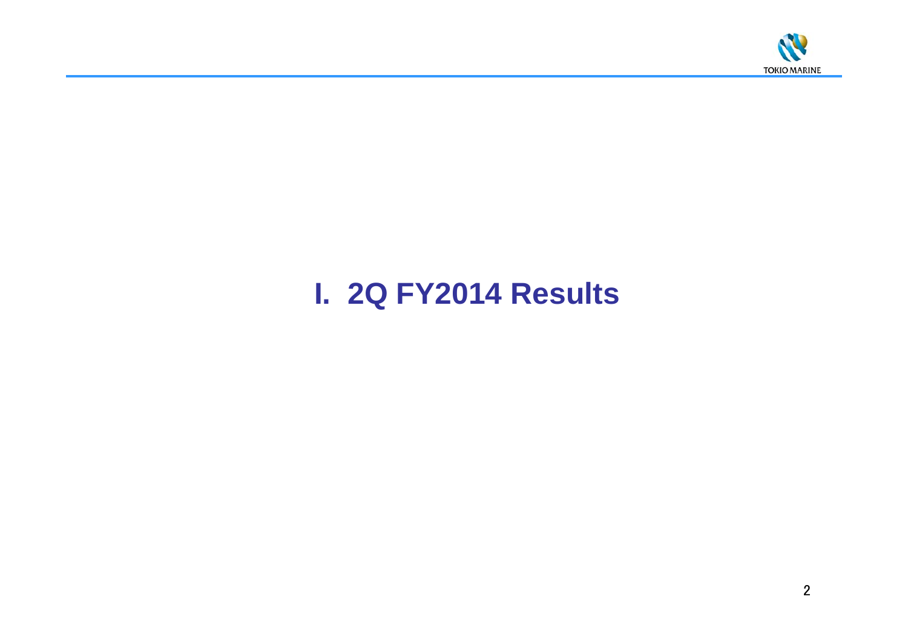# I. 2Q FY2014 Results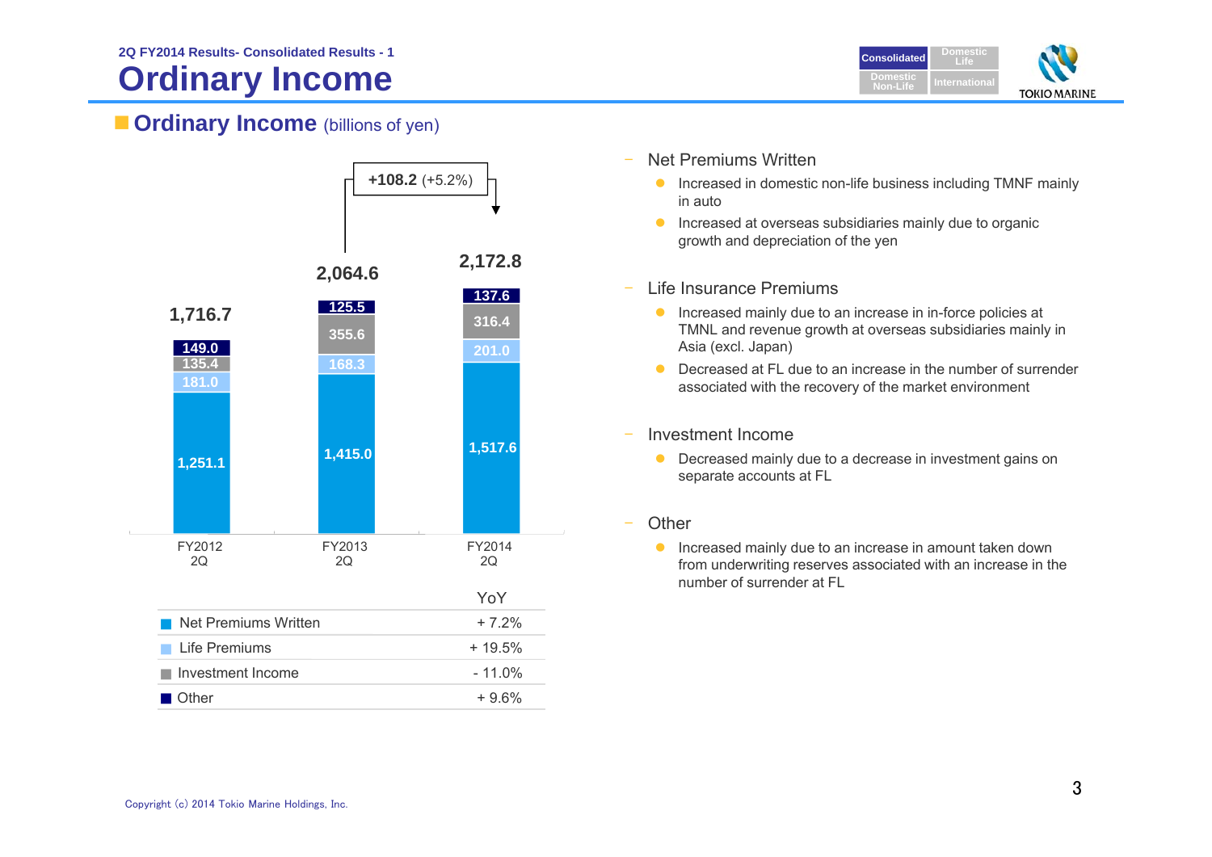2Q FY2014 Results- Consolidated Results - 1

# Ordinary Income

## Ordinary Income (billions of yen)

| | FY2012 2Q | FY2013 2Q | FY2014 2Q |
|---|---|---|---|
| Net Premiums Written | 1,251.1 | 1,415.0 | 1,517.6 |
| Life Premiums | 181.0 | 168.3 | 201.0 |
| Investment Income | 135.4 | 355.6 | 316.4 |
| Other | 149.0 | 125.5 | 137.6 |
| Total | 1,716.7 | 2,064.6 | 2,172.8 |

+108.2 (+5.2%)

| | YoY |
|---|---|
| Net Premiums Written | + 7.2% |
| Life Premiums | + 19.5% |
| Investment Income | - 11.0% |
| Other | + 9.6% |

- Net Premiums Written
  - Increased in domestic non-life business including TMNF mainly in auto
  - Increased at overseas subsidiaries mainly due to organic growth and depreciation of the yen

- Life Insurance Premiums
  - Increased mainly due to an increase in in-force policies at TMNL and revenue growth at overseas subsidiaries mainly in Asia (excl. Japan)
  - Decreased at FL due to an increase in the number of surrender associated with the recovery of the market environment

- Investment Income
  - Decreased mainly due to a decrease in investment gains on separate accounts at FL

- Other
  - Increased mainly due to an increase in amount taken down from underwriting reserves associated with an increase in the number of surrender at FL

Copyright (c) 2014 Tokio Marine Holdings, Inc.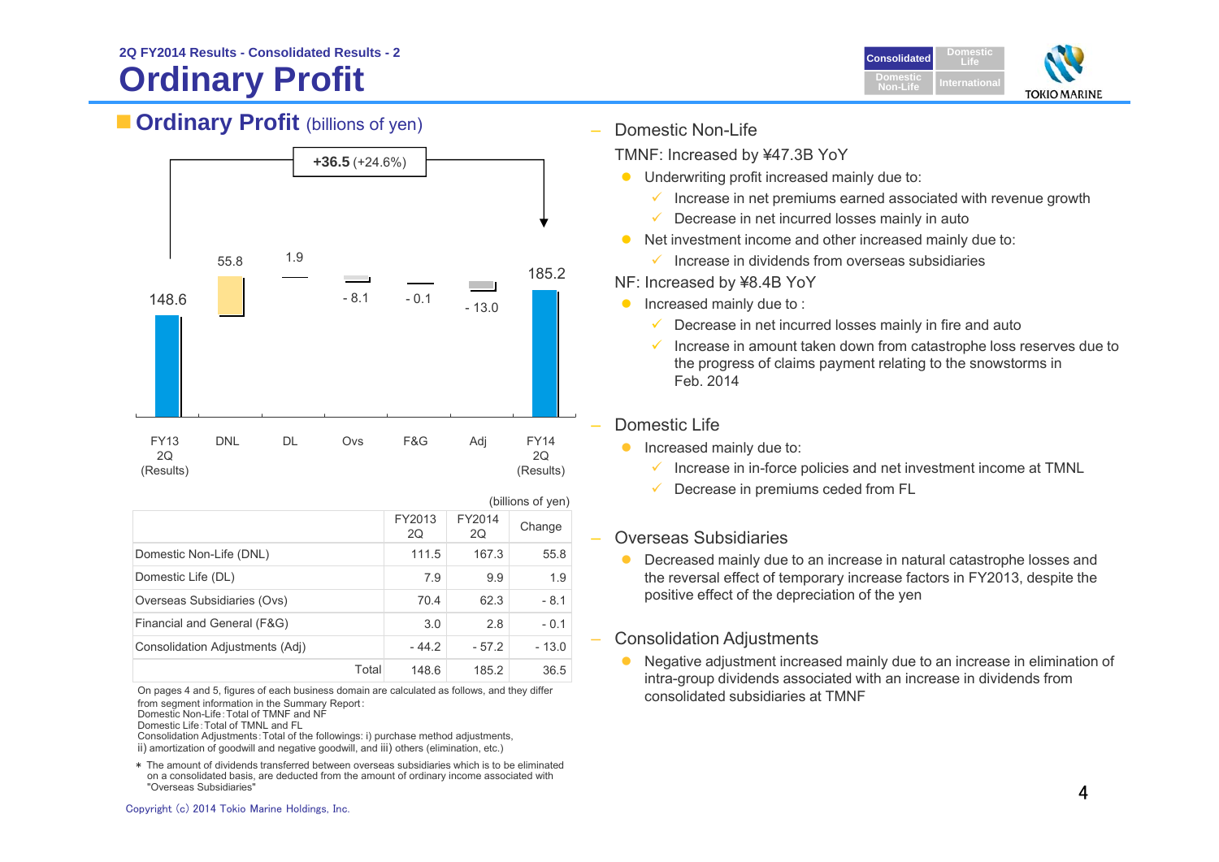# Ordinary Profit

2Q FY2014 Results - Consolidated Results - 2

## Ordinary Profit (billions of yen)

+36.5 (+24.6%)

| FY13 2Q (Results) | DNL | DL | Ovs | F&G | Adj | FY14 2Q (Results) |
|---|---|---|---|---|---|---|
| 148.6 | 55.8 | 1.9 | - 8.1 | - 0.1 | - 13.0 | 185.2 |

(billions of yen)

| | FY2013 2Q | FY2014 2Q | Change |
|---|---|---|---|
| Domestic Non-Life (DNL) | 111.5 | 167.3 | 55.8 |
| Domestic Life (DL) | 7.9 | 9.9 | 1.9 |
| Overseas Subsidiaries (Ovs) | 70.4 | 62.3 | - 8.1 |
| Financial and General (F&G) | 3.0 | 2.8 | - 0.1 |
| Consolidation Adjustments (Adj) | - 44.2 | - 57.2 | - 13.0 |
| Total | 148.6 | 185.2 | 36.5 |

On pages 4 and 5, figures of each business domain are calculated as follows, and they differ from segment information in the Summary Report:
Domestic Non-Life: Total of TMNF and NF
Domestic Life: Total of TMNL and FL
Consolidation Adjustments: Total of the followings: i) purchase method adjustments, ii) amortization of goodwill and negative goodwill, and iii) others (elimination, etc.)

* The amount of dividends transferred between overseas subsidiaries which is to be eliminated on a consolidated basis, are deducted from the amount of ordinary income associated with "Overseas Subsidiaries"

### Domestic Non-Life

TMNF: Increased by ¥47.3B YoY

- Underwriting profit increased mainly due to:
  - ✓ Increase in net premiums earned associated with revenue growth
  - ✓ Decrease in net incurred losses mainly in auto
- Net investment income and other increased mainly due to:
  - ✓ Increase in dividends from overseas subsidiaries

NF: Increased by ¥8.4B YoY

- Increased mainly due to :
  - ✓ Decrease in net incurred losses mainly in fire and auto
  - ✓ Increase in amount taken down from catastrophe loss reserves due to the progress of claims payment relating to the snowstorms in Feb. 2014

### Domestic Life

- Increased mainly due to:
  - ✓ Increase in in-force policies and net investment income at TMNL
  - ✓ Decrease in premiums ceded from FL

### Overseas Subsidiaries

- Decreased mainly due to an increase in natural catastrophe losses and the reversal effect of temporary increase factors in FY2013, despite the positive effect of the depreciation of the yen

### Consolidation Adjustments

- Negative adjustment increased mainly due to an increase in elimination of intra-group dividends associated with an increase in dividends from consolidated subsidiaries at TMNF

Copyright (c) 2014 Tokio Marine Holdings, Inc.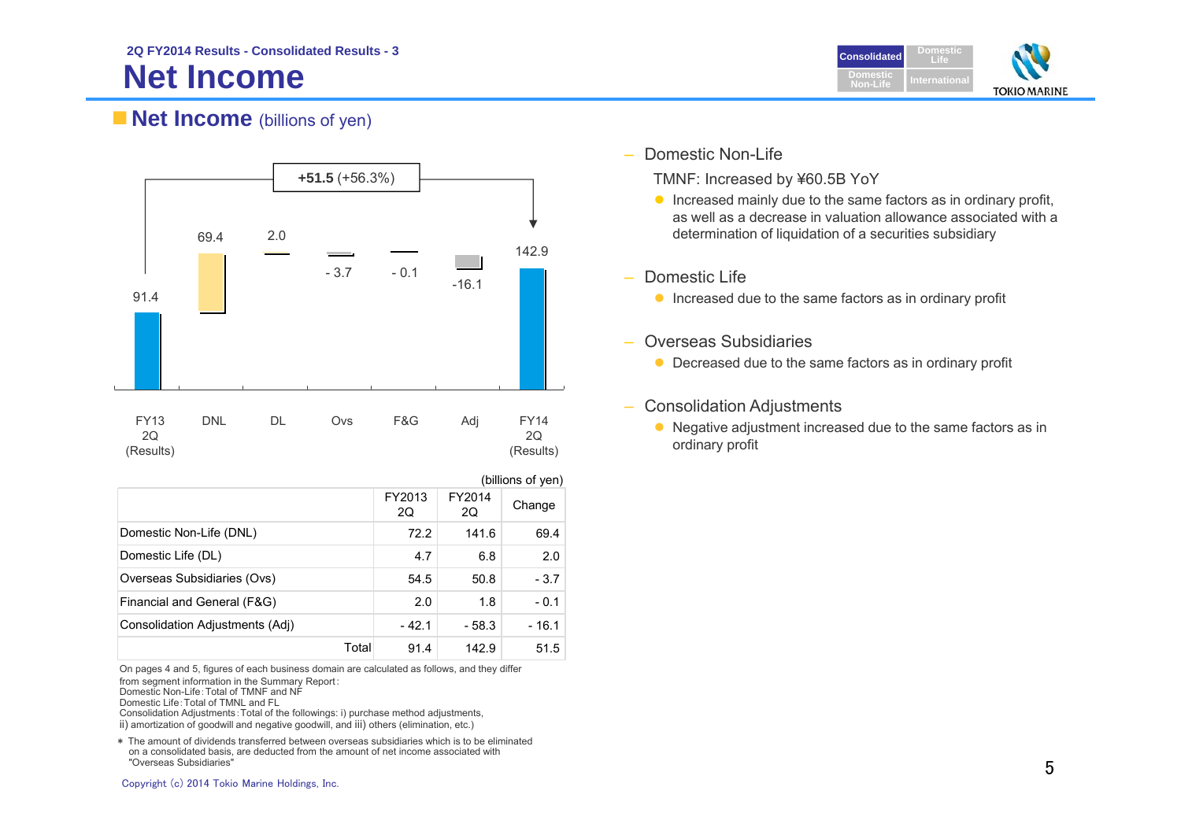2Q FY2014 Results - Consolidated Results - 3

# Net Income

## Net Income (billions of yen)

+51.5 (+56.3%)

| FY13 2Q (Results) | DNL | DL | Ovs | F&G | Adj | FY14 2Q (Results) |
|---|---|---|---|---|---|---|
| 91.4 | 69.4 | 2.0 | - 3.7 | - 0.1 | -16.1 | 142.9 |

(billions of yen)

| | FY2013 2Q | FY2014 2Q | Change |
|---|---|---|---|
| Domestic Non-Life (DNL) | 72.2 | 141.6 | 69.4 |
| Domestic Life (DL) | 4.7 | 6.8 | 2.0 |
| Overseas Subsidiaries (Ovs) | 54.5 | 50.8 | - 3.7 |
| Financial and General (F&G) | 2.0 | 1.8 | - 0.1 |
| Consolidation Adjustments (Adj) | - 42.1 | - 58.3 | - 16.1 |
| Total | 91.4 | 142.9 | 51.5 |

On pages 4 and 5, figures of each business domain are calculated as follows, and they differ from segment information in the Summary Report:
Domestic Non-Life: Total of TMNF and NF
Domestic Life: Total of TMNL and FL
Consolidation Adjustments: Total of the followings: i) purchase method adjustments, ii) amortization of goodwill and negative goodwill, and iii) others (elimination, etc.)

* The amount of dividends transferred between overseas subsidiaries which is to be eliminated on a consolidated basis, are deducted from the amount of net income associated with "Overseas Subsidiaries"

– Domestic Non-Life

TMNF: Increased by ¥60.5B YoY

- Increased mainly due to the same factors as in ordinary profit, as well as a decrease in valuation allowance associated with a determination of liquidation of a securities subsidiary

– Domestic Life

- Increased due to the same factors as in ordinary profit

– Overseas Subsidiaries

- Decreased due to the same factors as in ordinary profit

– Consolidation Adjustments

- Negative adjustment increased due to the same factors as in ordinary profit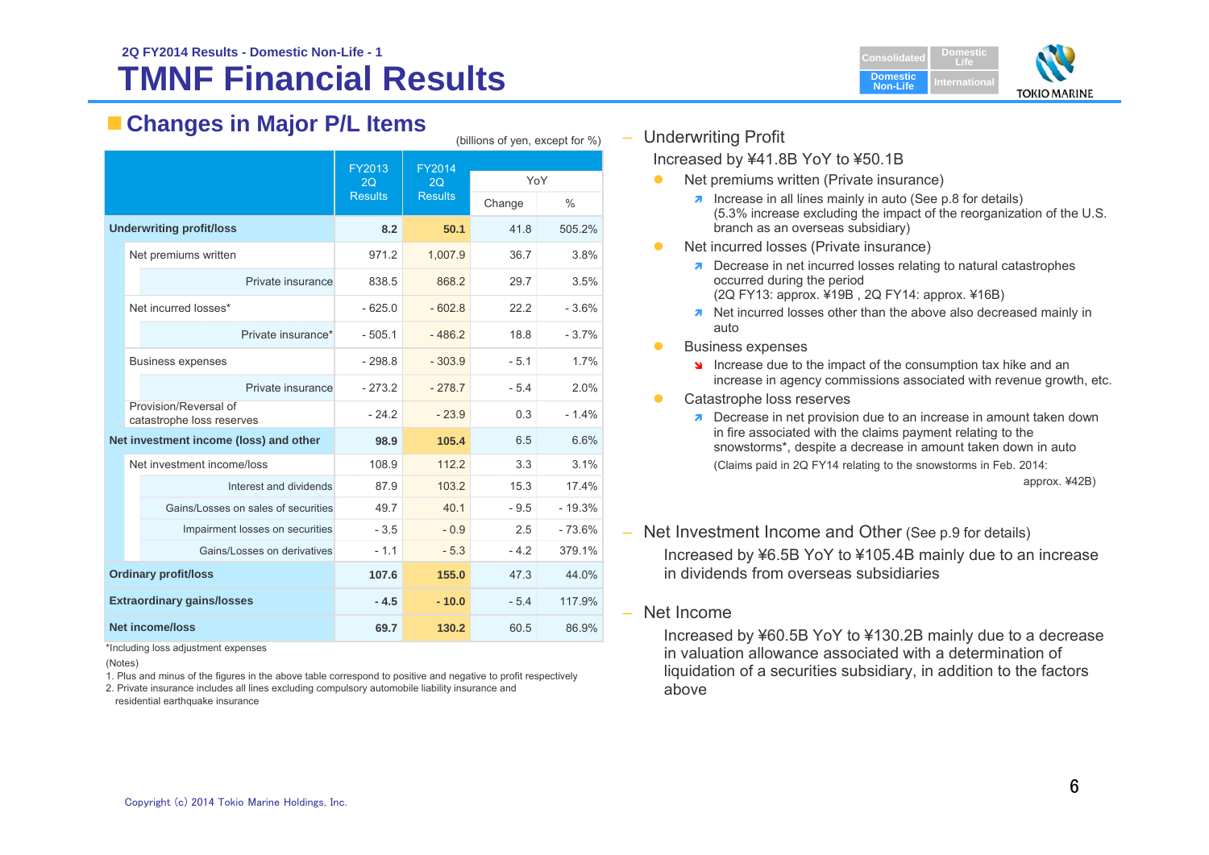2Q FY2014 Results - Domestic Non-Life - 1

# TMNF Financial Results

## Changes in Major P/L Items

(billions of yen, except for %)

| | FY2013 2Q Results | FY2014 2Q Results | YoY | |
|---|---|---|---|---|
| | | | Change | % |
| **Underwriting profit/loss** | **8.2** | **50.1** | 41.8 | 505.2% |
| Net premiums written | 971.2 | 1,007.9 | 36.7 | 3.8% |
| Private insurance | 838.5 | 868.2 | 29.7 | 3.5% |
| Net incurred losses* | - 625.0 | - 602.8 | 22.2 | - 3.6% |
| Private insurance* | - 505.1 | - 486.2 | 18.8 | - 3.7% |
| Business expenses | - 298.8 | - 303.9 | - 5.1 | 1.7% |
| Private insurance | - 273.2 | - 278.7 | - 5.4 | 2.0% |
| Provision/Reversal of catastrophe loss reserves | - 24.2 | - 23.9 | 0.3 | - 1.4% |
| **Net investment income (loss) and other** | **98.9** | **105.4** | 6.5 | 6.6% |
| Net investment income/loss | 108.9 | 112.2 | 3.3 | 3.1% |
| Interest and dividends | 87.9 | 103.2 | 15.3 | 17.4% |
| Gains/Losses on sales of securities | 49.7 | 40.1 | - 9.5 | - 19.3% |
| Impairment losses on securities | - 3.5 | - 0.9 | 2.5 | - 73.6% |
| Gains/Losses on derivatives | - 1.1 | - 5.3 | - 4.2 | 379.1% |
| **Ordinary profit/loss** | **107.6** | **155.0** | 47.3 | 44.0% |
| **Extraordinary gains/losses** | **- 4.5** | **- 10.0** | - 5.4 | 117.9% |
| **Net income/loss** | **69.7** | **130.2** | 60.5 | 86.9% |

*Including loss adjustment expenses

(Notes)

1. Plus and minus of the figures in the above table correspond to positive and negative to profit respectively
2. Private insurance includes all lines excluding compulsory automobile liability insurance and residential earthquake insurance

– Underwriting Profit

Increased by ¥41.8B YoY to ¥50.1B

- Net premiums written (Private insurance)
  - ↗ Increase in all lines mainly in auto (See p.8 for details)
    (5.3% increase excluding the impact of the reorganization of the U.S. branch as an overseas subsidiary)
- Net incurred losses (Private insurance)
  - ↗ Decrease in net incurred losses relating to natural catastrophes occurred during the period
    (2Q FY13: approx. ¥19B , 2Q FY14: approx. ¥16B)
  - ↗ Net incurred losses other than the above also decreased mainly in auto
- Business expenses
  - ↘ Increase due to the impact of the consumption tax hike and an increase in agency commissions associated with revenue growth, etc.
- Catastrophe loss reserves
  - ↗ Decrease in net provision due to an increase in amount taken down in fire associated with the claims payment relating to the snowstorms*, despite a decrease in amount taken down in auto
    (Claims paid in 2Q FY14 relating to the snowstorms in Feb. 2014: approx. ¥42B)

– Net Investment Income and Other (See p.9 for details)

Increased by ¥6.5B YoY to ¥105.4B mainly due to an increase in dividends from overseas subsidiaries

– Net Income

Increased by ¥60.5B YoY to ¥130.2B mainly due to a decrease in valuation allowance associated with a determination of liquidation of a securities subsidiary, in addition to the factors above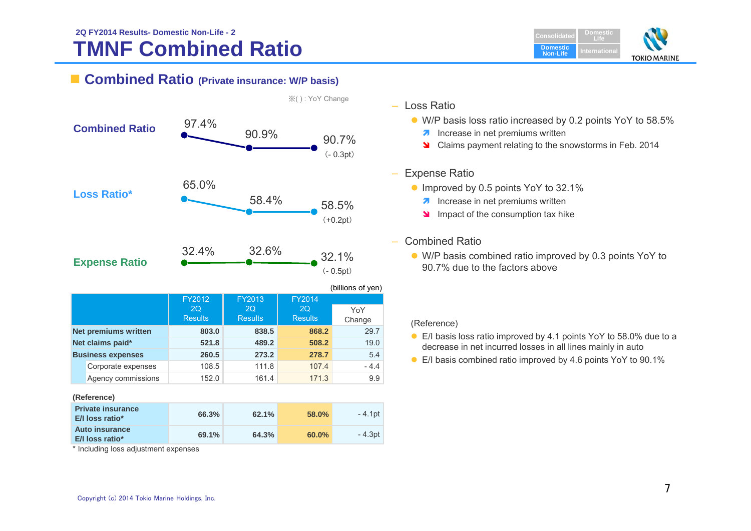2Q FY2014 Results- Domestic Non-Life - 2

# TMNF Combined Ratio

## Combined Ratio (Private insurance: W/P basis)

※( ) : YoY Change

| | FY2012 2Q | FY2013 2Q | FY2014 2Q |
|---|---|---|---|
| Combined Ratio | 97.4% | 90.9% | 90.7% (- 0.3pt) |
| Loss Ratio* | 65.0% | 58.4% | 58.5% (+0.2pt) |
| Expense Ratio | 32.4% | 32.6% | 32.1% (- 0.5pt) |

(billions of yen)

| | FY2012 2Q Results | FY2013 2Q Results | FY2014 2Q Results | YoY Change |
|---|---|---|---|---|
| **Net premiums written** | **803.0** | **838.5** | **868.2** | 29.7 |
| **Net claims paid*** | **521.8** | **489.2** | **508.2** | 19.0 |
| **Business expenses** | **260.5** | **273.2** | **278.7** | 5.4 |
| Corporate expenses | 108.5 | 111.8 | 107.4 | - 4.4 |
| Agency commissions | 152.0 | 161.4 | 171.3 | 9.9 |

**(Reference)**

| | | | | |
|---|---|---|---|---|
| **Private insurance E/I loss ratio*** | **66.3%** | **62.1%** | **58.0%** | - 4.1pt |
| **Auto insurance E/I loss ratio*** | **69.1%** | **64.3%** | **60.0%** | - 4.3pt |

\* Including loss adjustment expenses

– Loss Ratio
- W/P basis loss ratio increased by 0.2 points YoY to 58.5%
  - ↗ Increase in net premiums written
  - ↘ Claims payment relating to the snowstorms in Feb. 2014

– Expense Ratio
- Improved by 0.5 points YoY to 32.1%
  - ↗ Increase in net premiums written
  - ↘ Impact of the consumption tax hike

– Combined Ratio
- W/P basis combined ratio improved by 0.3 points YoY to 90.7% due to the factors above

(Reference)
- E/I basis loss ratio improved by 4.1 points YoY to 58.0% due to a decrease in net incurred losses in all lines mainly in auto
- E/I basis combined ratio improved by 4.6 points YoY to 90.1%

Copyright (c) 2014 Tokio Marine Holdings, Inc.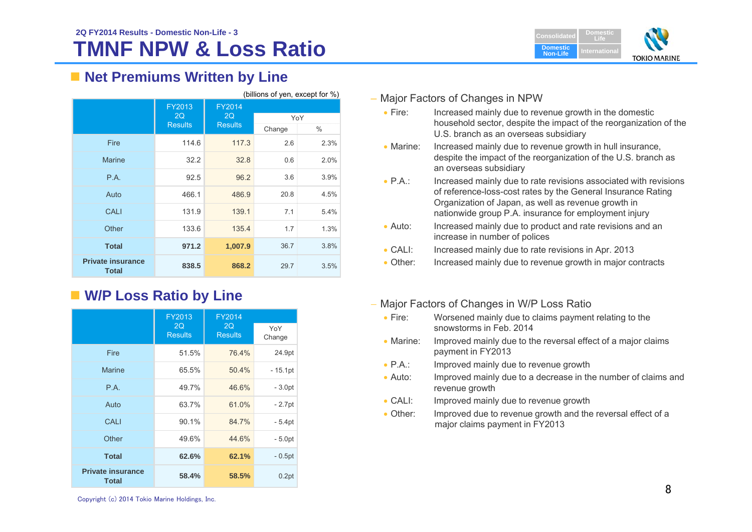2Q FY2014 Results - Domestic Non-Life - 3

# TMNF NPW & Loss Ratio

## Net Premiums Written by Line

(billions of yen, except for %)

| | FY2013 2Q Results | FY2014 2Q Results | YoY | |
|---|---|---|---|---|
| | | | Change | % |
| Fire | 114.6 | 117.3 | 2.6 | 2.3% |
| Marine | 32.2 | 32.8 | 0.6 | 2.0% |
| P.A. | 92.5 | 96.2 | 3.6 | 3.9% |
| Auto | 466.1 | 486.9 | 20.8 | 4.5% |
| CALI | 131.9 | 139.1 | 7.1 | 5.4% |
| Other | 133.6 | 135.4 | 1.7 | 1.3% |
| **Total** | **971.2** | **1,007.9** | 36.7 | 3.8% |
| **Private insurance Total** | **838.5** | **868.2** | 29.7 | 3.5% |

- Major Factors of Changes in NPW
  - Fire: Increased mainly due to revenue growth in the domestic household sector, despite the impact of the reorganization of the U.S. branch as an overseas subsidiary
  - Marine: Increased mainly due to revenue growth in hull insurance, despite the impact of the reorganization of the U.S. branch as an overseas subsidiary
  - P.A.: Increased mainly due to rate revisions associated with revisions of reference-loss-cost rates by the General Insurance Rating Organization of Japan, as well as revenue growth in nationwide group P.A. insurance for employment injury
  - Auto: Increased mainly due to product and rate revisions and an increase in number of polices
  - CALI: Increased mainly due to rate revisions in Apr. 2013
  - Other: Increased mainly due to revenue growth in major contracts

## W/P Loss Ratio by Line

| | FY2013 2Q Results | FY2014 2Q Results | YoY Change |
|---|---|---|---|
| Fire | 51.5% | 76.4% | 24.9pt |
| Marine | 65.5% | 50.4% | - 15.1pt |
| P.A. | 49.7% | 46.6% | - 3.0pt |
| Auto | 63.7% | 61.0% | - 2.7pt |
| CALI | 90.1% | 84.7% | - 5.4pt |
| Other | 49.6% | 44.6% | - 5.0pt |
| **Total** | **62.6%** | **62.1%** | - 0.5pt |
| **Private insurance Total** | **58.4%** | **58.5%** | 0.2pt |

- Major Factors of Changes in W/P Loss Ratio
  - Fire: Worsened mainly due to claims payment relating to the snowstorms in Feb. 2014
  - Marine: Improved mainly due to the reversal effect of a major claims payment in FY2013
  - P.A.: Improved mainly due to revenue growth
  - Auto: Improved mainly due to a decrease in the number of claims and revenue growth
  - CALI: Improved mainly due to revenue growth
  - Other: Improved due to revenue growth and the reversal effect of a major claims payment in FY2013

Copyright (c) 2014 Tokio Marine Holdings, Inc.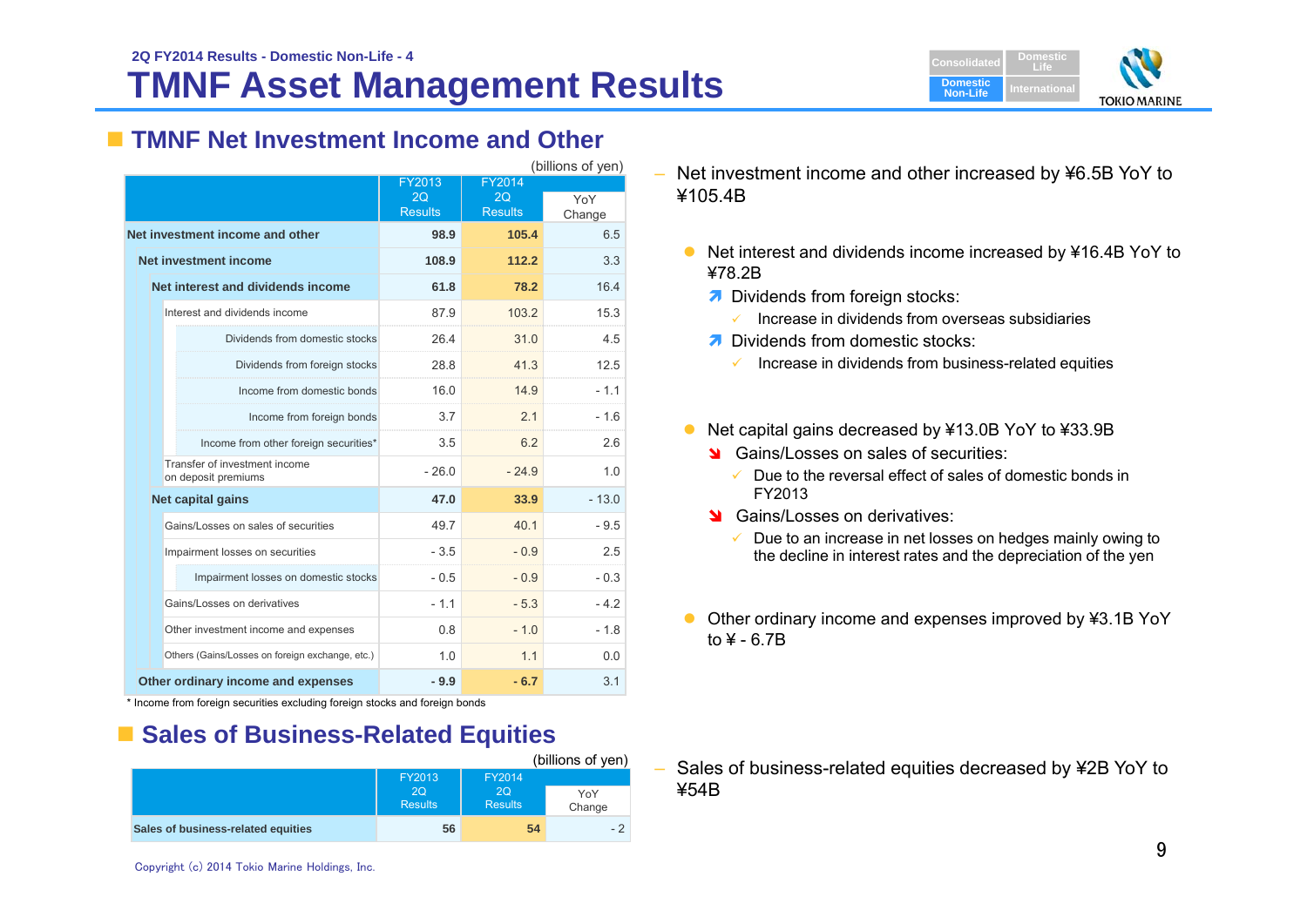2Q FY2014 Results - Domestic Non-Life - 4

# TMNF Asset Management Results

## TMNF Net Investment Income and Other

(billions of yen)

| | FY2013 2Q Results | FY2014 2Q Results | YoY Change |
|---|---|---|---|
| **Net investment income and other** | **98.9** | **105.4** | 6.5 |
| **Net investment income** | **108.9** | **112.2** | 3.3 |
| **Net interest and dividends income** | **61.8** | **78.2** | 16.4 |
| Interest and dividends income | 87.9 | 103.2 | 15.3 |
| Dividends from domestic stocks | 26.4 | 31.0 | 4.5 |
| Dividends from foreign stocks | 28.8 | 41.3 | 12.5 |
| Income from domestic bonds | 16.0 | 14.9 | - 1.1 |
| Income from foreign bonds | 3.7 | 2.1 | - 1.6 |
| Income from other foreign securities* | 3.5 | 6.2 | 2.6 |
| Transfer of investment income on deposit premiums | - 26.0 | - 24.9 | 1.0 |
| **Net capital gains** | **47.0** | **33.9** | - 13.0 |
| Gains/Losses on sales of securities | 49.7 | 40.1 | - 9.5 |
| Impairment losses on securities | - 3.5 | - 0.9 | 2.5 |
| Impairment losses on domestic stocks | - 0.5 | - 0.9 | - 0.3 |
| Gains/Losses on derivatives | - 1.1 | - 5.3 | - 4.2 |
| Other investment income and expenses | 0.8 | - 1.0 | - 1.8 |
| Others (Gains/Losses on foreign exchange, etc.) | 1.0 | 1.1 | 0.0 |
| **Other ordinary income and expenses** | **- 9.9** | **- 6.7** | 3.1 |

* Income from foreign securities excluding foreign stocks and foreign bonds

- Net investment income and other increased by ¥6.5B YoY to ¥105.4B
  - Net interest and dividends income increased by ¥16.4B YoY to ¥78.2B
    - ↗ Dividends from foreign stocks:
      - ✓ Increase in dividends from overseas subsidiaries
    - ↗ Dividends from domestic stocks:
      - ✓ Increase in dividends from business-related equities
  - Net capital gains decreased by ¥13.0B YoY to ¥33.9B
    - ↘ Gains/Losses on sales of securities:
      - ✓ Due to the reversal effect of sales of domestic bonds in FY2013
    - ↘ Gains/Losses on derivatives:
      - ✓ Due to an increase in net losses on hedges mainly owing to the decline in interest rates and the depreciation of the yen
  - Other ordinary income and expenses improved by ¥3.1B YoY to ¥ - 6.7B

## Sales of Business-Related Equities

(billions of yen)

| | FY2013 2Q Results | FY2014 2Q Results | YoY Change |
|---|---|---|---|
| **Sales of business-related equities** | **56** | **54** | - 2 |

- Sales of business-related equities decreased by ¥2B YoY to ¥54B

Copyright (c) 2014 Tokio Marine Holdings, Inc.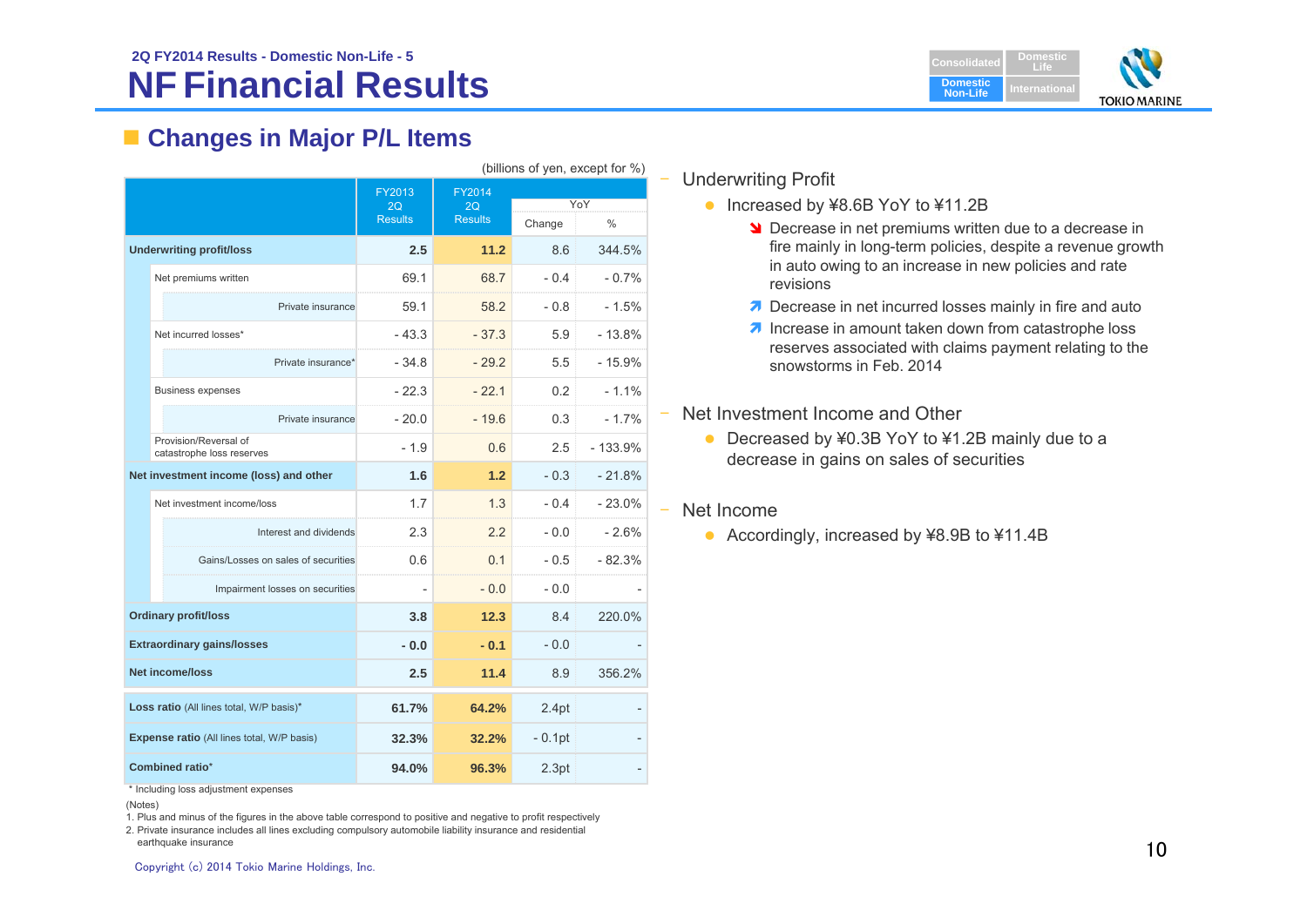2Q FY2014 Results - Domestic Non-Life - 5

# NF Financial Results

## Changes in Major P/L Items

(billions of yen, except for %)

| | FY2013 2Q Results | FY2014 2Q Results | YoY Change | YoY % |
|---|---|---|---|---|
| **Underwriting profit/loss** | **2.5** | **11.2** | 8.6 | 344.5% |
| Net premiums written | 69.1 | 68.7 | - 0.4 | - 0.7% |
| Private insurance | 59.1 | 58.2 | - 0.8 | - 1.5% |
| Net incurred losses* | - 43.3 | - 37.3 | 5.9 | - 13.8% |
| Private insurance* | - 34.8 | - 29.2 | 5.5 | - 15.9% |
| Business expenses | - 22.3 | - 22.1 | 0.2 | - 1.1% |
| Private insurance | - 20.0 | - 19.6 | 0.3 | - 1.7% |
| Provision/Reversal of catastrophe loss reserves | - 1.9 | 0.6 | 2.5 | - 133.9% |
| **Net investment income (loss) and other** | **1.6** | **1.2** | - 0.3 | - 21.8% |
| Net investment income/loss | 1.7 | 1.3 | - 0.4 | - 23.0% |
| Interest and dividends | 2.3 | 2.2 | - 0.0 | - 2.6% |
| Gains/Losses on sales of securities | 0.6 | 0.1 | - 0.5 | - 82.3% |
| Impairment losses on securities | - | - 0.0 | - 0.0 | - |
| **Ordinary profit/loss** | **3.8** | **12.3** | 8.4 | 220.0% |
| **Extraordinary gains/losses** | **- 0.0** | **- 0.1** | - 0.0 | - |
| **Net income/loss** | **2.5** | **11.4** | 8.9 | 356.2% |
| **Loss ratio** (All lines total, W/P basis)* | **61.7%** | **64.2%** | 2.4pt | - |
| **Expense ratio** (All lines total, W/P basis) | **32.3%** | **32.2%** | - 0.1pt | - |
| **Combined ratio*** | **94.0%** | **96.3%** | 2.3pt | - |

\* Including loss adjustment expenses

(Notes)
1. Plus and minus of the figures in the above table correspond to positive and negative to profit respectively
2. Private insurance includes all lines excluding compulsory automobile liability insurance and residential earthquake insurance

- Underwriting Profit
  - Increased by ¥8.6B YoY to ¥11.2B
    - ↘ Decrease in net premiums written due to a decrease in fire mainly in long-term policies, despite a revenue growth in auto owing to an increase in new policies and rate revisions
    - ↗ Decrease in net incurred losses mainly in fire and auto
    - ↗ Increase in amount taken down from catastrophe loss reserves associated with claims payment relating to the snowstorms in Feb. 2014

- Net Investment Income and Other
  - Decreased by ¥0.3B YoY to ¥1.2B mainly due to a decrease in gains on sales of securities

- Net Income
  - Accordingly, increased by ¥8.9B to ¥11.4B

Copyright (c) 2014 Tokio Marine Holdings, Inc.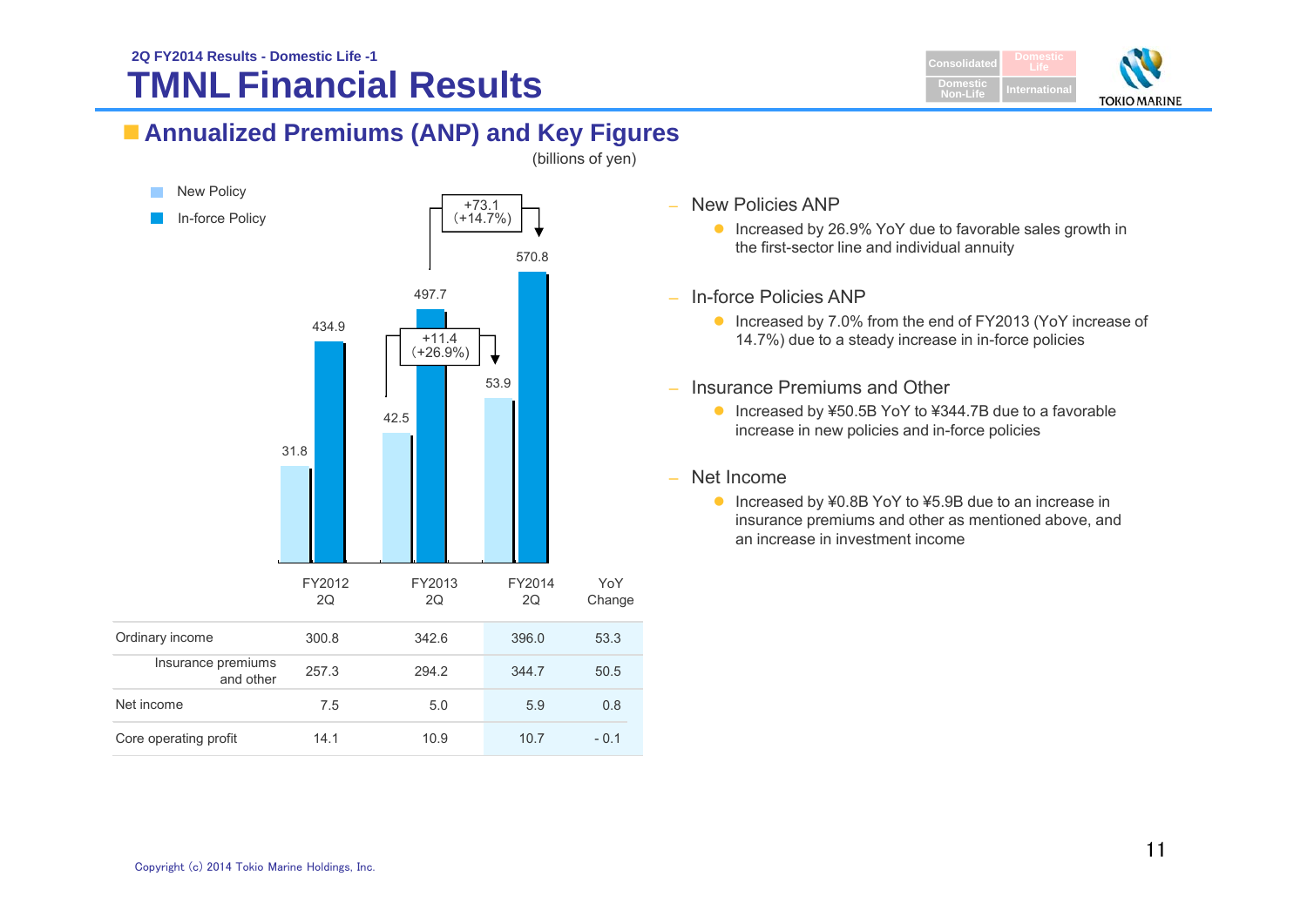2Q FY2014 Results - Domestic Life -1

# TMNL Financial Results

## Annualized Premiums (ANP) and Key Figures

(billions of yen)

New Policy / In-force Policy

| | FY2012 2Q | FY2013 2Q | FY2014 2Q |
|---|---|---|---|
| New Policy | 31.8 | 42.5 | 53.9 |
| In-force Policy | 434.9 | 497.7 | 570.8 |

New Policy: +11.4 (+26.9%)
In-force Policy: +73.1 (+14.7%)

| | FY2012 2Q | FY2013 2Q | FY2014 2Q | YoY Change |
|---|---|---|---|---|
| Ordinary income | 300.8 | 342.6 | 396.0 | 53.3 |
| Insurance premiums and other | 257.3 | 294.2 | 344.7 | 50.5 |
| Net income | 7.5 | 5.0 | 5.9 | 0.8 |
| Core operating profit | 14.1 | 10.9 | 10.7 | - 0.1 |

- New Policies ANP
  - Increased by 26.9% YoY due to favorable sales growth in the first-sector line and individual annuity
- In-force Policies ANP
  - Increased by 7.0% from the end of FY2013 (YoY increase of 14.7%) due to a steady increase in in-force policies
- Insurance Premiums and Other
  - Increased by ¥50.5B YoY to ¥344.7B due to a favorable increase in new policies and in-force policies
- Net Income
  - Increased by ¥0.8B YoY to ¥5.9B due to an increase in insurance premiums and other as mentioned above, and an increase in investment income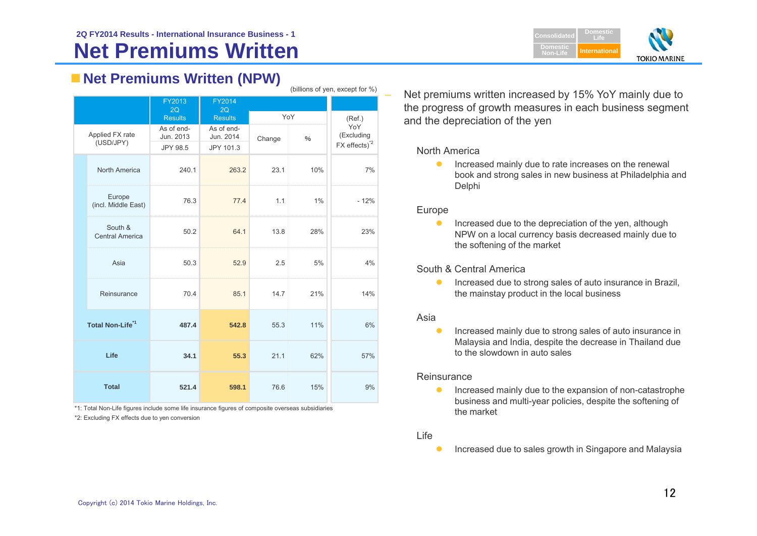2Q FY2014 Results - International Insurance Business - 1

# Net Premiums Written

## Net Premiums Written (NPW)

(billions of yen, except for %)

| | FY2013 2Q Results | FY2014 2Q Results | YoY | | (Ref.) YoY (Excluding FX effects)[*2] |
|---|---|---|---|---|---|
| Applied FX rate (USD/JPY) | As of end-Jun. 2013 JPY 98.5 | As of end-Jun. 2014 JPY 101.3 | Change | % | |
| North America | 240.1 | 263.2 | 23.1 | 10% | 7% |
| Europe (incl. Middle East) | 76.3 | 77.4 | 1.1 | 1% | - 12% |
| South & Central America | 50.2 | 64.1 | 13.8 | 28% | 23% |
| Asia | 50.3 | 52.9 | 2.5 | 5% | 4% |
| Reinsurance | 70.4 | 85.1 | 14.7 | 21% | 14% |
| **Total Non-Life[*1]** | **487.4** | **542.8** | 55.3 | 11% | 6% |
| **Life** | **34.1** | **55.3** | 21.1 | 62% | 57% |
| **Total** | **521.4** | **598.1** | 76.6 | 15% | 9% |

*1: Total Non-Life figures include some life insurance figures of composite overseas subsidiaries

*2: Excluding FX effects due to yen conversion

- Net premiums written increased by 15% YoY mainly due to the progress of growth measures in each business segment and the depreciation of the yen

North America

- Increased mainly due to rate increases on the renewal book and strong sales in new business at Philadelphia and Delphi

Europe

- Increased due to the depreciation of the yen, although NPW on a local currency basis decreased mainly due to the softening of the market

South & Central America

- Increased due to strong sales of auto insurance in Brazil, the mainstay product in the local business

Asia

- Increased mainly due to strong sales of auto insurance in Malaysia and India, despite the decrease in Thailand due to the slowdown in auto sales

Reinsurance

- Increased mainly due to the expansion of non-catastrophe business and multi-year policies, despite the softening of the market

Life

- Increased due to sales growth in Singapore and Malaysia

Copyright (c) 2014 Tokio Marine Holdings, Inc.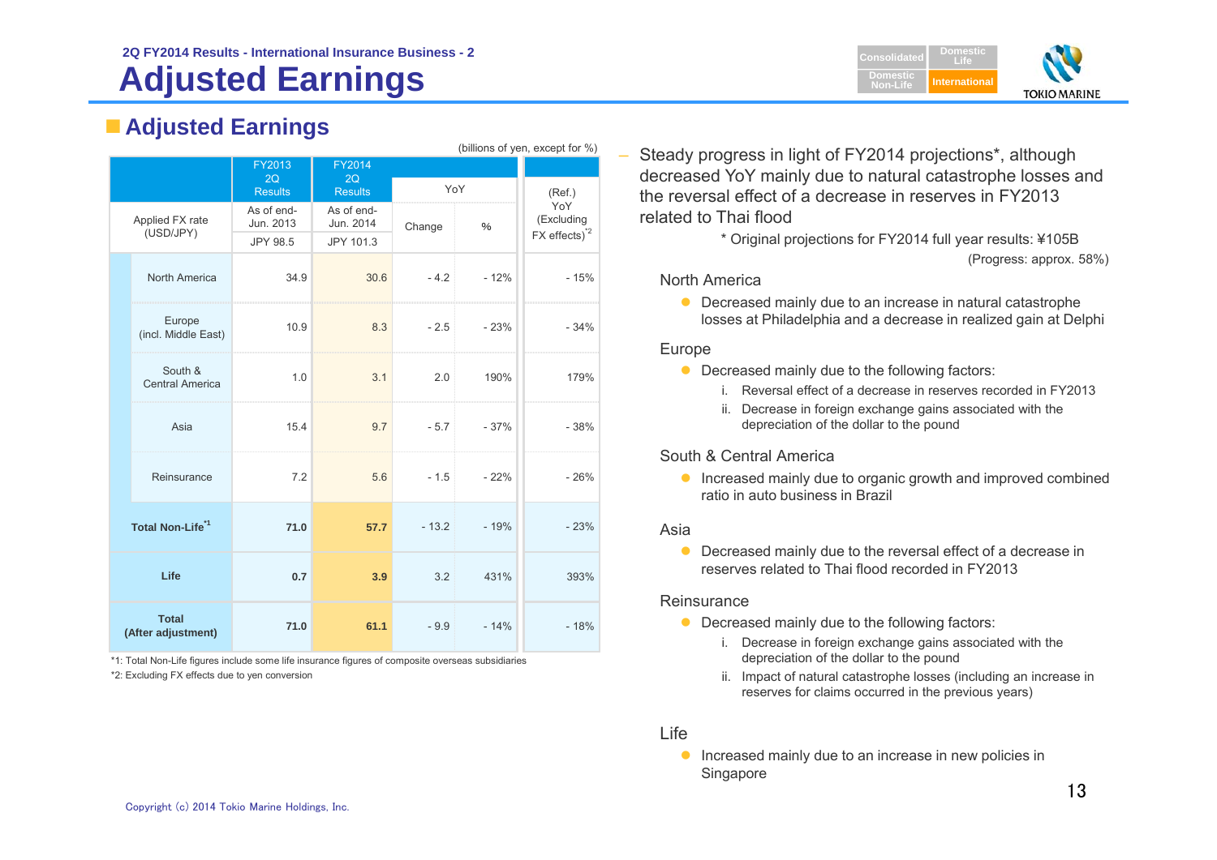2Q FY2014 Results - International Insurance Business - 2

# Adjusted Earnings

## Adjusted Earnings

(billions of yen, except for %)

| | FY2013 2Q Results | FY2014 2Q Results | YoY | | (Ref.) YoY (Excluding FX effects)[*2] |
|---|---|---|---|---|---|
| Applied FX rate (USD/JPY) | As of end-Jun. 2013 | As of end-Jun. 2014 | Change | % | |
| | JPY 98.5 | JPY 101.3 | | | |
| North America | 34.9 | 30.6 | - 4.2 | - 12% | - 15% |
| Europe (incl. Middle East) | 10.9 | 8.3 | - 2.5 | - 23% | - 34% |
| South & Central America | 1.0 | 3.1 | 2.0 | 190% | 179% |
| Asia | 15.4 | 9.7 | - 5.7 | - 37% | - 38% |
| Reinsurance | 7.2 | 5.6 | - 1.5 | - 22% | - 26% |
| **Total Non-Life[*1]** | **71.0** | **57.7** | - 13.2 | - 19% | - 23% |
| **Life** | **0.7** | **3.9** | 3.2 | 431% | 393% |
| **Total (After adjustment)** | **71.0** | **61.1** | - 9.9 | - 14% | - 18% |

*1: Total Non-Life figures include some life insurance figures of composite overseas subsidiaries

*2: Excluding FX effects due to yen conversion

– Steady progress in light of FY2014 projections*, although decreased YoY mainly due to natural catastrophe losses and the reversal effect of a decrease in reserves in FY2013 related to Thai flood

\* Original projections for FY2014 full year results: ¥105B (Progress: approx. 58%)

North America

- Decreased mainly due to an increase in natural catastrophe losses at Philadelphia and a decrease in realized gain at Delphi

Europe

- Decreased mainly due to the following factors:
  - i. Reversal effect of a decrease in reserves recorded in FY2013
  - ii. Decrease in foreign exchange gains associated with the depreciation of the dollar to the pound

South & Central America

- Increased mainly due to organic growth and improved combined ratio in auto business in Brazil

Asia

- Decreased mainly due to the reversal effect of a decrease in reserves related to Thai flood recorded in FY2013

Reinsurance

- Decreased mainly due to the following factors:
  - i. Decrease in foreign exchange gains associated with the depreciation of the dollar to the pound
  - ii. Impact of natural catastrophe losses (including an increase in reserves for claims occurred in the previous years)

Life

- Increased mainly due to an increase in new policies in Singapore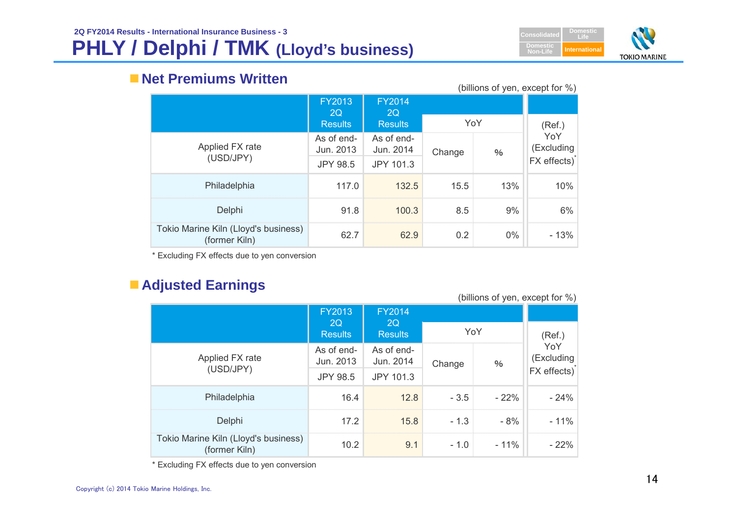2Q FY2014 Results - International Insurance Business - 3

# PHLY / Delphi / TMK (Lloyd's business)

## Net Premiums Written

(billions of yen, except for %)

| | FY2013 2Q Results | FY2014 2Q Results | YoY | | (Ref.) YoY (Excluding FX effects)* |
|---|---|---|---|---|---|
| Applied FX rate (USD/JPY) | As of end-Jun. 2013<br>JPY 98.5 | As of end-Jun. 2014<br>JPY 101.3 | Change | % | |
| Philadelphia | 117.0 | 132.5 | 15.5 | 13% | 10% |
| Delphi | 91.8 | 100.3 | 8.5 | 9% | 6% |
| Tokio Marine Kiln (Lloyd's business) (former Kiln) | 62.7 | 62.9 | 0.2 | 0% | - 13% |

\* Excluding FX effects due to yen conversion

## Adjusted Earnings

(billions of yen, except for %)

| | FY2013 2Q Results | FY2014 2Q Results | YoY | | (Ref.) YoY (Excluding FX effects)* |
|---|---|---|---|---|---|
| Applied FX rate (USD/JPY) | As of end-Jun. 2013<br>JPY 98.5 | As of end-Jun. 2014<br>JPY 101.3 | Change | % | |
| Philadelphia | 16.4 | 12.8 | - 3.5 | - 22% | - 24% |
| Delphi | 17.2 | 15.8 | - 1.3 | - 8% | - 11% |
| Tokio Marine Kiln (Lloyd's business) (former Kiln) | 10.2 | 9.1 | - 1.0 | - 11% | - 22% |

\* Excluding FX effects due to yen conversion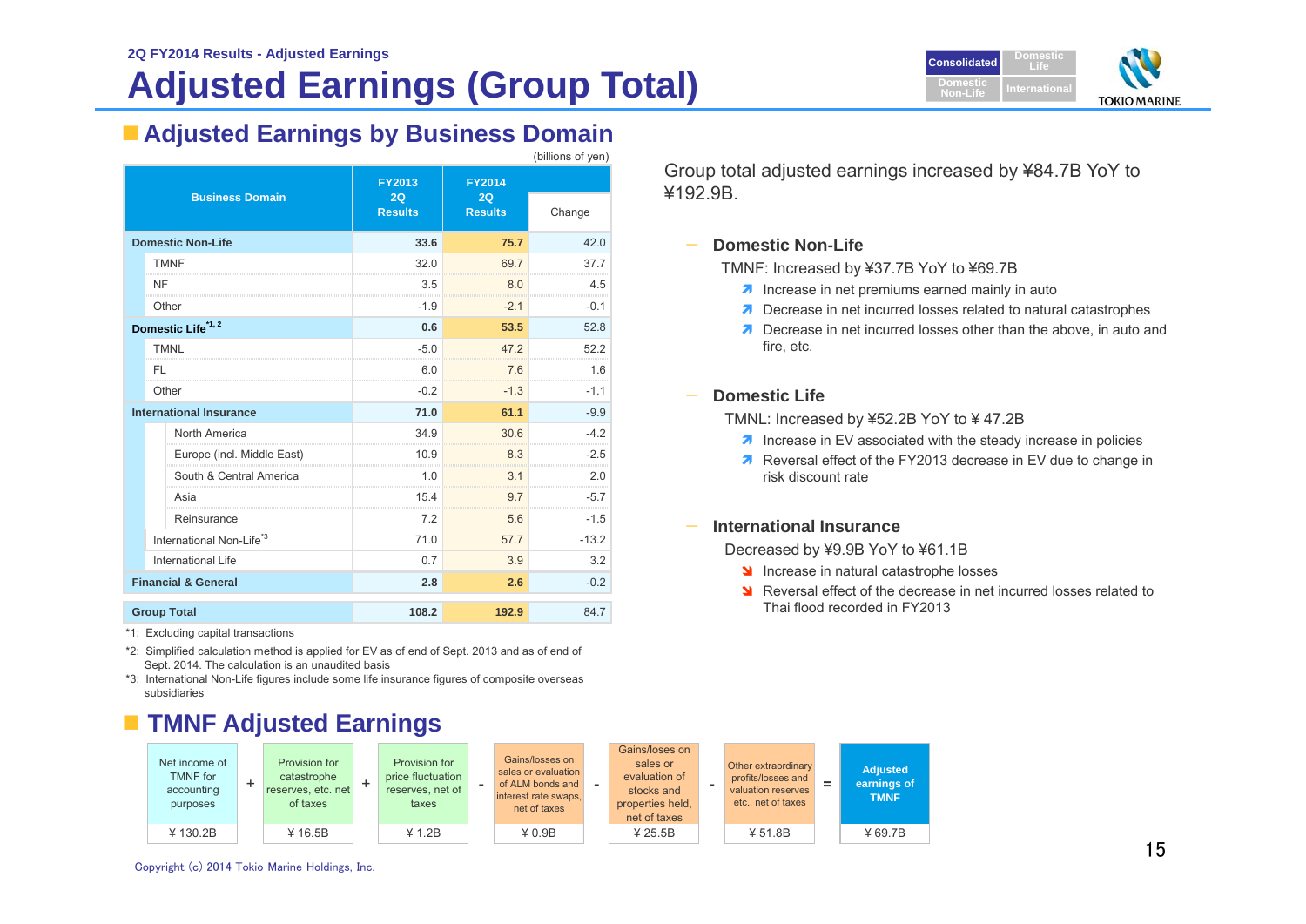2Q FY2014 Results - Adjusted Earnings

# Adjusted Earnings (Group Total)

Consolidated | Domestic Life | Domestic Non-Life | International

## Adjusted Earnings by Business Domain

(billions of yen)

| Business Domain | FY2013 2Q Results | FY2014 2Q Results | Change |
|---|---|---|---|
| **Domestic Non-Life** | **33.6** | **75.7** | 42.0 |
| TMNF | 32.0 | 69.7 | 37.7 |
| NF | 3.5 | 8.0 | 4.5 |
| Other | -1.9 | -2.1 | -0.1 |
| **Domestic Life**[*1, 2] | **0.6** | **53.5** | 52.8 |
| TMNL | -5.0 | 47.2 | 52.2 |
| FL | 6.0 | 7.6 | 1.6 |
| Other | -0.2 | -1.3 | -1.1 |
| **International Insurance** | **71.0** | **61.1** | -9.9 |
| North America | 34.9 | 30.6 | -4.2 |
| Europe (incl. Middle East) | 10.9 | 8.3 | -2.5 |
| South & Central America | 1.0 | 3.1 | 2.0 |
| Asia | 15.4 | 9.7 | -5.7 |
| Reinsurance | 7.2 | 5.6 | -1.5 |
| International Non-Life[*3] | 71.0 | 57.7 | -13.2 |
| International Life | 0.7 | 3.9 | 3.2 |
| **Financial & General** | **2.8** | **2.6** | -0.2 |
| **Group Total** | **108.2** | **192.9** | 84.7 |

*1: Excluding capital transactions

*2: Simplified calculation method is applied for EV as of end of Sept. 2013 and as of end of Sept. 2014. The calculation is an unaudited basis

*3: International Non-Life figures include some life insurance figures of composite overseas subsidiaries

Group total adjusted earnings increased by ¥84.7B YoY to ¥192.9B.

### Domestic Non-Life

TMNF: Increased by ¥37.7B YoY to ¥69.7B

- ↗ Increase in net premiums earned mainly in auto
- ↗ Decrease in net incurred losses related to natural catastrophes
- ↗ Decrease in net incurred losses other than the above, in auto and fire, etc.

### Domestic Life

TMNL: Increased by ¥52.2B YoY to ¥ 47.2B

- ↗ Increase in EV associated with the steady increase in policies
- ↗ Reversal effect of the FY2013 decrease in EV due to change in risk discount rate

### International Insurance

Decreased by ¥9.9B YoY to ¥61.1B

- ↘ Increase in natural catastrophe losses
- ↘ Reversal effect of the decrease in net incurred losses related to Thai flood recorded in FY2013

## TMNF Adjusted Earnings

| Net income of TMNF for accounting purposes | + | Provision for catastrophe reserves, etc. net of taxes | + | Provision for price fluctuation reserves, net of taxes | - | Gains/losses on sales or evaluation of ALM bonds and interest rate swaps, net of taxes | - | Gains/losses on sales or evaluation of stocks and properties held, net of taxes | - | Other extraordinary profits/losses and valuation reserves etc., net of taxes | = | Adjusted earnings of TMNF |
|---|---|---|---|---|---|---|---|---|---|---|---|---|
| ¥ 130.2B | | ¥ 16.5B | | ¥ 1.2B | | ¥ 0.9B | | ¥ 25.5B | | ¥ 51.8B | | ¥ 69.7B |

Copyright (c) 2014 Tokio Marine Holdings, Inc.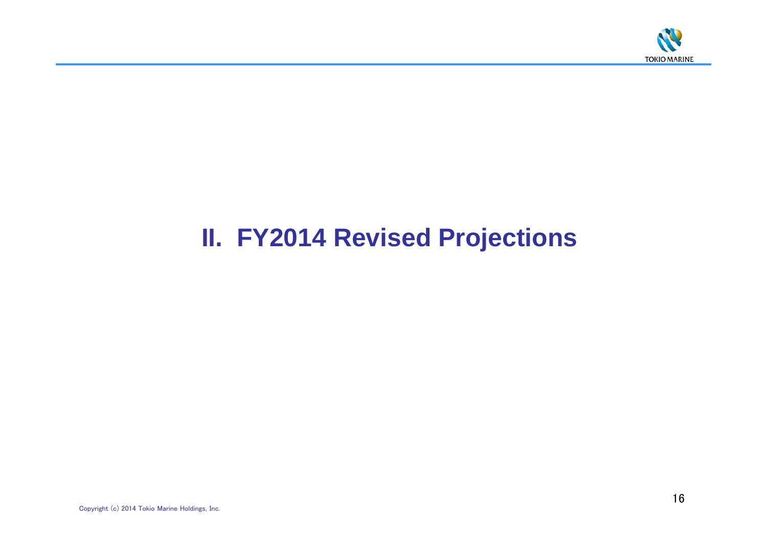# II. FY2014 Revised Projections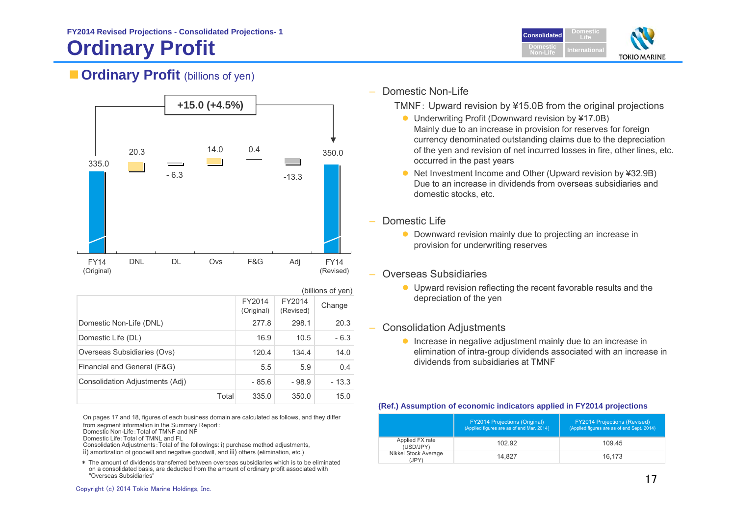# Ordinary Profit

FY2014 Revised Projections - Consolidated Projections- 1

## Ordinary Profit (billions of yen)

+15.0 (+4.5%)

| | FY14 (Original) | DNL | DL | Ovs | F&G | Adj | FY14 (Revised) |
|---|---|---|---|---|---|---|---|
| | 335.0 | 20.3 | - 6.3 | 14.0 | 0.4 | -13.3 | 350.0 |

(billions of yen)

| | FY2014 (Original) | FY2014 (Revised) | Change |
|---|---|---|---|
| Domestic Non-Life (DNL) | 277.8 | 298.1 | 20.3 |
| Domestic Life (DL) | 16.9 | 10.5 | - 6.3 |
| Overseas Subsidiaries (Ovs) | 120.4 | 134.4 | 14.0 |
| Financial and General (F&G) | 5.5 | 5.9 | 0.4 |
| Consolidation Adjustments (Adj) | - 85.6 | - 98.9 | - 13.3 |
| Total | 335.0 | 350.0 | 15.0 |

On pages 17 and 18, figures of each business domain are calculated as follows, and they differ from segment information in the Summary Report:
Domestic Non-Life: Total of TMNF and NF
Domestic Life: Total of TMNL and FL
Consolidation Adjustments: Total of the followings: i) purchase method adjustments, ii) amortization of goodwill and negative goodwill, and iii) others (elimination, etc.)

* The amount of dividends transferred between overseas subsidiaries which is to be eliminated on a consolidated basis, are deducted from the amount of ordinary profit associated with "Overseas Subsidiaries"

– Domestic Non-Life

TMNF: Upward revision by ¥15.0B from the original projections

- Underwriting Profit (Downward revision by ¥17.0B)
  Mainly due to an increase in provision for reserves for foreign currency denominated outstanding claims due to the depreciation of the yen and revision of net incurred losses in fire, other lines, etc. occurred in the past years
- Net Investment Income and Other (Upward revision by ¥32.9B)
  Due to an increase in dividends from overseas subsidiaries and domestic stocks, etc.

– Domestic Life

- Downward revision mainly due to projecting an increase in provision for underwriting reserves

– Overseas Subsidiaries

- Upward revision reflecting the recent favorable results and the depreciation of the yen

– Consolidation Adjustments

- Increase in negative adjustment mainly due to an increase in elimination of intra-group dividends associated with an increase in dividends from subsidiaries at TMNF

**(Ref.) Assumption of economic indicators applied in FY2014 projections**

| | FY2014 Projections (Original) (Applied figures are as of end Mar. 2014) | FY2014 Projections (Revised) (Applied figures are as of end Sept. 2014) |
|---|---|---|
| Applied FX rate (USD/JPY) | 102.92 | 109.45 |
| Nikkei Stock Average (JPY) | 14,827 | 16,173 |

Copyright (c) 2014 Tokio Marine Holdings, Inc.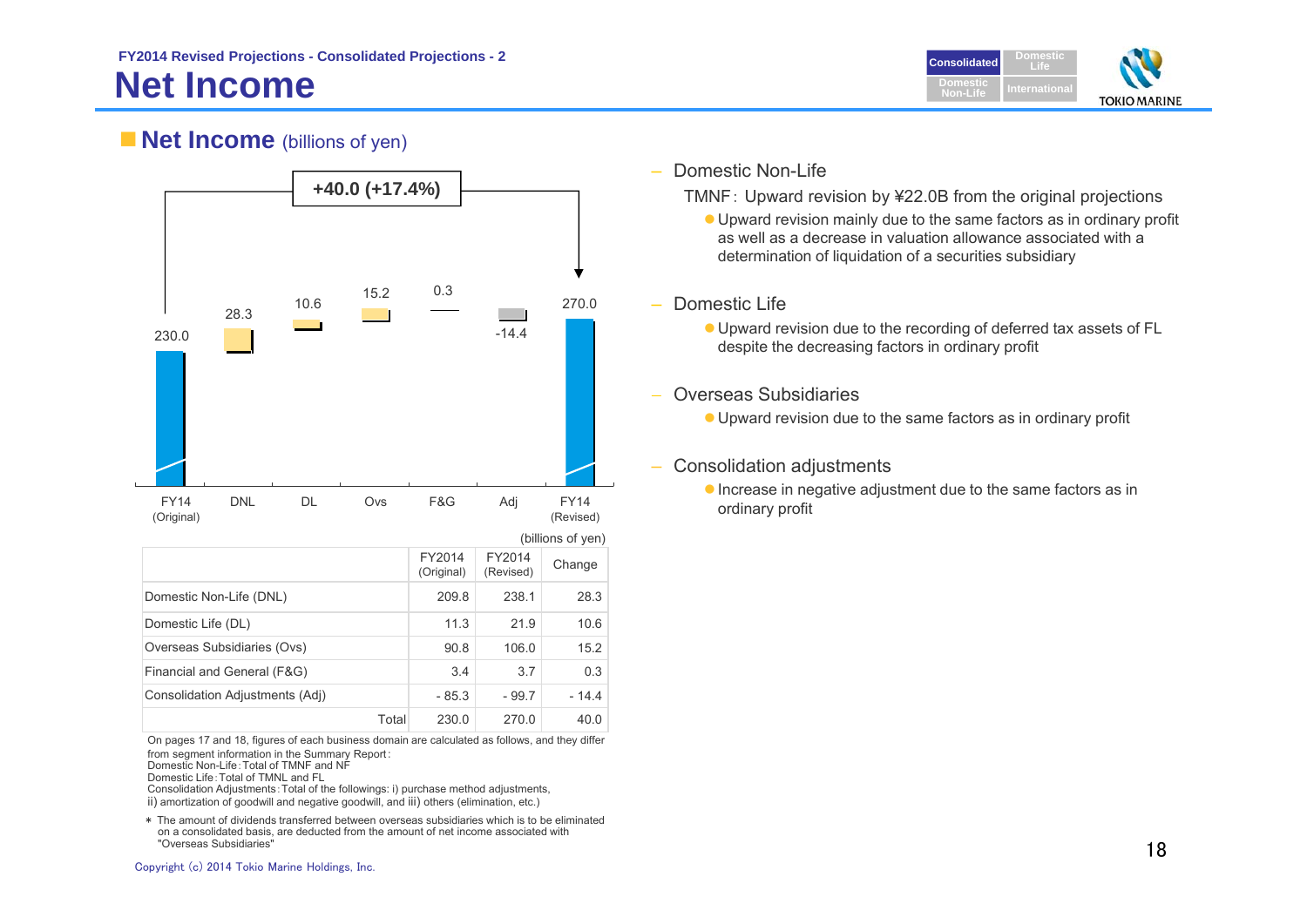FY2014 Revised Projections - Consolidated Projections - 2

# Net Income

## Net Income (billions of yen)

+40.0 (+17.4%)

| FY14 (Original) | DNL | DL | Ovs | F&G | Adj | FY14 (Revised) |
|---|---|---|---|---|---|---|
| 230.0 | 28.3 | 10.6 | 15.2 | 0.3 | -14.4 | 270.0 |

(billions of yen)

| | FY2014 (Original) | FY2014 (Revised) | Change |
|---|---|---|---|
| Domestic Non-Life (DNL) | 209.8 | 238.1 | 28.3 |
| Domestic Life (DL) | 11.3 | 21.9 | 10.6 |
| Overseas Subsidiaries (Ovs) | 90.8 | 106.0 | 15.2 |
| Financial and General (F&G) | 3.4 | 3.7 | 0.3 |
| Consolidation Adjustments (Adj) | - 85.3 | - 99.7 | - 14.4 |
| Total | 230.0 | 270.0 | 40.0 |

On pages 17 and 18, figures of each business domain are calculated as follows, and they differ from segment information in the Summary Report:
Domestic Non-Life : Total of TMNF and NF
Domestic Life : Total of TMNL and FL
Consolidation Adjustments : Total of the followings: i) purchase method adjustments, ii) amortization of goodwill and negative goodwill, and iii) others (elimination, etc.)

* The amount of dividends transferred between overseas subsidiaries which is to be eliminated on a consolidated basis, are deducted from the amount of net income associated with "Overseas Subsidiaries"

– Domestic Non-Life

TMNF : Upward revision by ¥22.0B from the original projections

- Upward revision mainly due to the same factors as in ordinary profit as well as a decrease in valuation allowance associated with a determination of liquidation of a securities subsidiary

– Domestic Life

- Upward revision due to the recording of deferred tax assets of FL despite the decreasing factors in ordinary profit

– Overseas Subsidiaries

- Upward revision due to the same factors as in ordinary profit

– Consolidation adjustments

- Increase in negative adjustment due to the same factors as in ordinary profit

Copyright (c) 2014 Tokio Marine Holdings, Inc.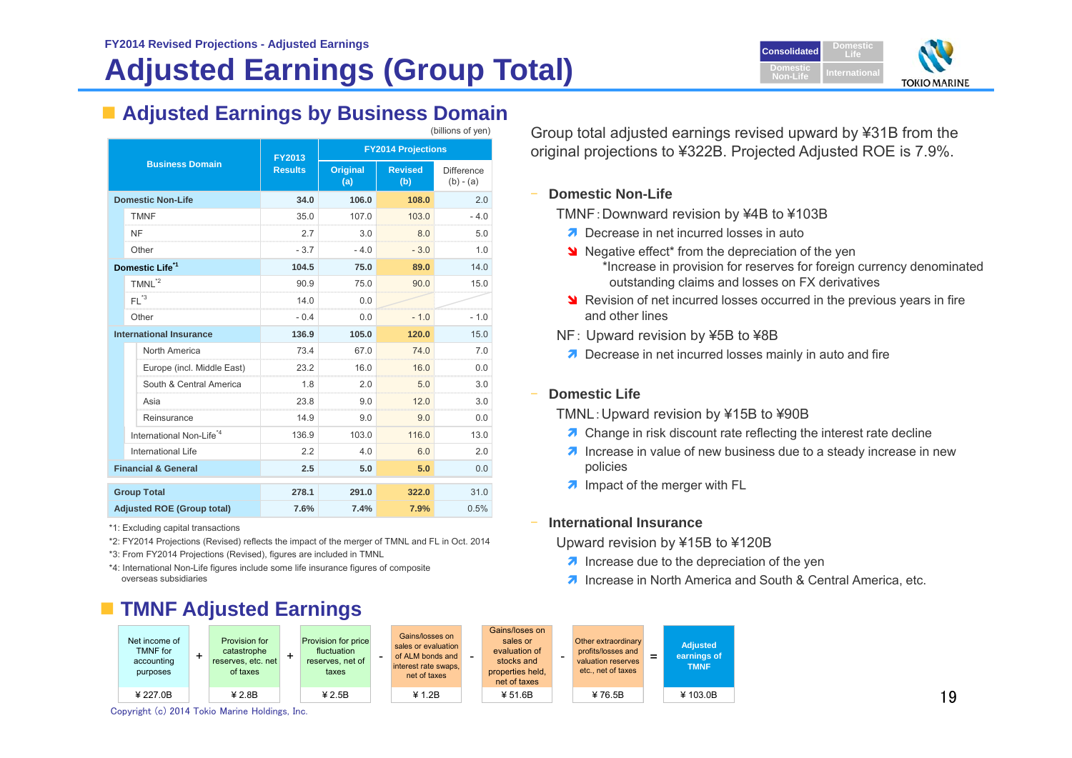FY2014 Revised Projections - Adjusted Earnings

# Adjusted Earnings (Group Total)

## Adjusted Earnings by Business Domain

(billions of yen)

| Business Domain | FY2013 Results | FY2014 Projections Original (a) | Revised (b) | Difference (b) - (a) |
|---|---|---|---|---|
| **Domestic Non-Life** | **34.0** | **106.0** | **108.0** | 2.0 |
| TMNF | 35.0 | 107.0 | 103.0 | - 4.0 |
| NF | 2.7 | 3.0 | 8.0 | 5.0 |
| Other | - 3.7 | - 4.0 | - 3.0 | 1.0 |
| **Domestic Life**[*1] | **104.5** | **75.0** | **89.0** | 14.0 |
| TMNL[*2] | 90.9 | 75.0 | 90.0 | 15.0 |
| FL[*3] | 14.0 | 0.0 | | |
| Other | - 0.4 | 0.0 | - 1.0 | - 1.0 |
| **International Insurance** | **136.9** | **105.0** | **120.0** | 15.0 |
| North America | 73.4 | 67.0 | 74.0 | 7.0 |
| Europe (incl. Middle East) | 23.2 | 16.0 | 16.0 | 0.0 |
| South & Central America | 1.8 | 2.0 | 5.0 | 3.0 |
| Asia | 23.8 | 9.0 | 12.0 | 3.0 |
| Reinsurance | 14.9 | 9.0 | 9.0 | 0.0 |
| International Non-Life[*4] | 136.9 | 103.0 | 116.0 | 13.0 |
| International Life | 2.2 | 4.0 | 6.0 | 2.0 |
| **Financial & General** | **2.5** | **5.0** | **5.0** | 0.0 |
| **Group Total** | **278.1** | **291.0** | **322.0** | 31.0 |
| **Adjusted ROE (Group total)** | **7.6%** | **7.4%** | **7.9%** | 0.5% |

*1: Excluding capital transactions
*2: FY2014 Projections (Revised) reflects the impact of the merger of TMNL and FL in Oct. 2014
*3: From FY2014 Projections (Revised), figures are included in TMNL
*4: International Non-Life figures include some life insurance figures of composite overseas subsidiaries

Group total adjusted earnings revised upward by ¥31B from the original projections to ¥322B. Projected Adjusted ROE is 7.9%.

- **Domestic Non-Life**
  - TMNF : Downward revision by ¥4B to ¥103B
    - ↗ Decrease in net incurred losses in auto
    - ↘ Negative effect* from the depreciation of the yen
      - *Increase in provision for reserves for foreign currency denominated outstanding claims and losses on FX derivatives
    - ↘ Revision of net incurred losses occurred in the previous years in fire and other lines
  - NF : Upward revision by ¥5B to ¥8B
    - ↗ Decrease in net incurred losses mainly in auto and fire

- **Domestic Life**
  - TMNL : Upward revision by ¥15B to ¥90B
    - ↗ Change in risk discount rate reflecting the interest rate decline
    - ↗ Increase in value of new business due to a steady increase in new policies
    - ↗ Impact of the merger with FL

- **International Insurance**
  - Upward revision by ¥15B to ¥120B
    - ↗ Increase due to the depreciation of the yen
    - ↗ Increase in North America and South & Central America, etc.

## TMNF Adjusted Earnings

| Net income of TMNF for accounting purposes | + | Provision for catastrophe reserves, etc. net of taxes | + | Provision for price fluctuation reserves, net of taxes | - | Gains/losses on sales or evaluation of ALM bonds and interest rate swaps, net of taxes | - | Gains/losses on sales or evaluation of stocks and properties held, net of taxes | - | Other extraordinary profits/losses and valuation reserves etc., net of taxes | = | Adjusted earnings of TMNF |
|---|---|---|---|---|---|---|---|---|---|---|---|---|
| ¥ 227.0B | | ¥ 2.8B | | ¥ 2.5B | | ¥ 1.2B | | ¥ 51.6B | | ¥ 76.5B | | ¥ 103.0B |

Copyright (c) 2014 Tokio Marine Holdings, Inc.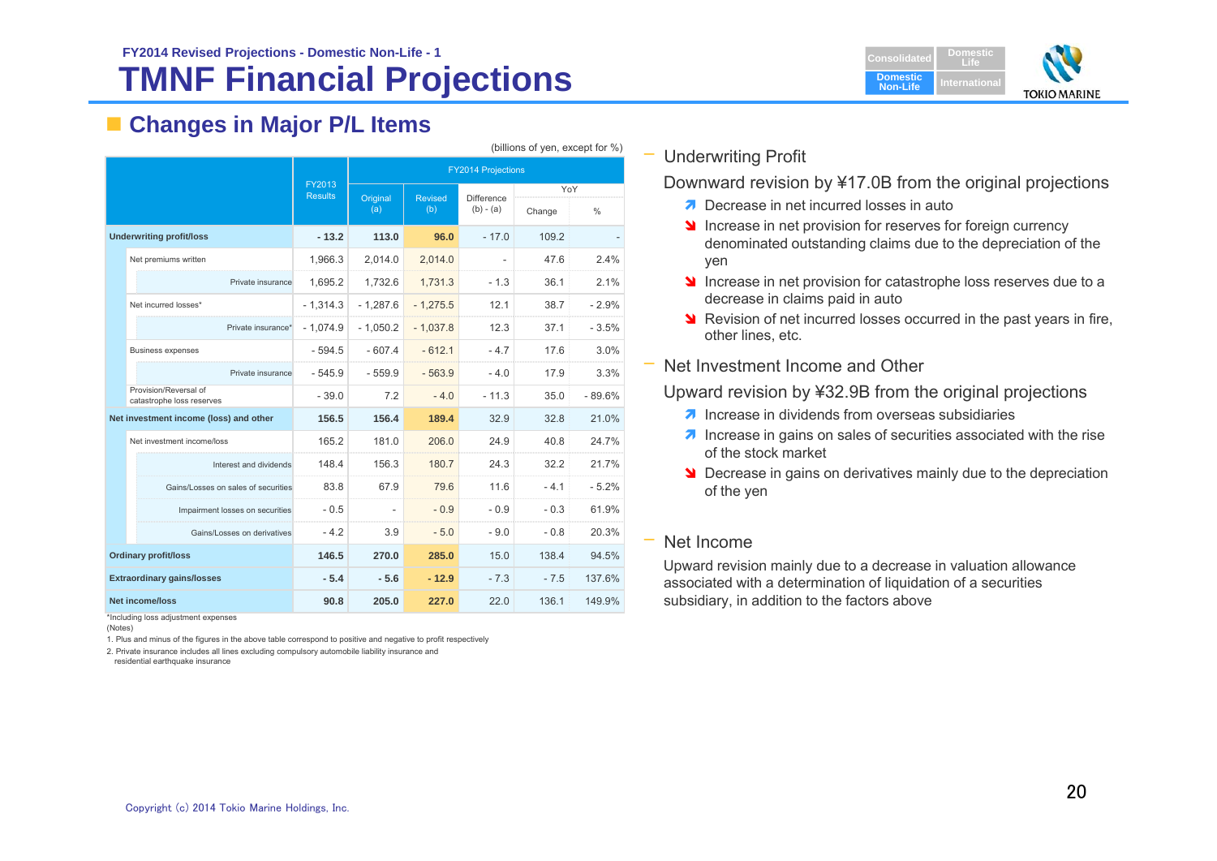FY2014 Revised Projections - Domestic Non-Life - 1

# TMNF Financial Projections

## Changes in Major P/L Items

(billions of yen, except for %)

| | FY2013 Results | FY2014 Projections | | | | |
|---|---|---|---|---|---|---|
| | | Original (a) | Revised (b) | Difference (b) - (a) | YoY | |
| | | | | | Change | % |
| **Underwriting profit/loss** | **- 13.2** | **113.0** | **96.0** | - 17.0 | 109.2 | - |
| Net premiums written | 1,966.3 | 2,014.0 | 2,014.0 | - | 47.6 | 2.4% |
| Private insurance | 1,695.2 | 1,732.6 | 1,731.3 | - 1.3 | 36.1 | 2.1% |
| Net incurred losses* | - 1,314.3 | - 1,287.6 | - 1,275.5 | 12.1 | 38.7 | - 2.9% |
| Private insurance* | - 1,074.9 | - 1,050.2 | - 1,037.8 | 12.3 | 37.1 | - 3.5% |
| Business expenses | - 594.5 | - 607.4 | - 612.1 | - 4.7 | 17.6 | 3.0% |
| Private insurance | - 545.9 | - 559.9 | - 563.9 | - 4.0 | 17.9 | 3.3% |
| Provision/Reversal of catastrophe loss reserves | - 39.0 | 7.2 | - 4.0 | - 11.3 | 35.0 | - 89.6% |
| **Net investment income (loss) and other** | **156.5** | **156.4** | **189.4** | 32.9 | 32.8 | 21.0% |
| Net investment income/loss | 165.2 | 181.0 | 206.0 | 24.9 | 40.8 | 24.7% |
| Interest and dividends | 148.4 | 156.3 | 180.7 | 24.3 | 32.2 | 21.7% |
| Gains/Losses on sales of securities | 83.8 | 67.9 | 79.6 | 11.6 | - 4.1 | - 5.2% |
| Impairment losses on securities | - 0.5 | - | - 0.9 | - 0.9 | - 0.3 | 61.9% |
| Gains/Losses on derivatives | - 4.2 | 3.9 | - 5.0 | - 9.0 | - 0.8 | 20.3% |
| **Ordinary profit/loss** | **146.5** | **270.0** | **285.0** | 15.0 | 138.4 | 94.5% |
| **Extraordinary gains/losses** | **- 5.4** | **- 5.6** | **- 12.9** | - 7.3 | - 7.5 | 137.6% |
| **Net income/loss** | **90.8** | **205.0** | **227.0** | 22.0 | 136.1 | 149.9% |

*Including loss adjustment expenses

(Notes)

1. Plus and minus of the figures in the above table correspond to positive and negative to profit respectively
2. Private insurance includes all lines excluding compulsory automobile liability insurance and residential earthquake insurance

### Underwriting Profit

Downward revision by ¥17.0B from the original projections

- ↑ Decrease in net incurred losses in auto
- ↓ Increase in net provision for reserves for foreign currency denominated outstanding claims due to the depreciation of the yen
- ↓ Increase in net provision for catastrophe loss reserves due to a decrease in claims paid in auto
- ↓ Revision of net incurred losses occurred in the past years in fire, other lines, etc.

### Net Investment Income and Other

Upward revision by ¥32.9B from the original projections

- ↑ Increase in dividends from overseas subsidiaries
- ↑ Increase in gains on sales of securities associated with the rise of the stock market
- ↓ Decrease in gains on derivatives mainly due to the depreciation of the yen

### Net Income

Upward revision mainly due to a decrease in valuation allowance associated with a determination of liquidation of a securities subsidiary, in addition to the factors above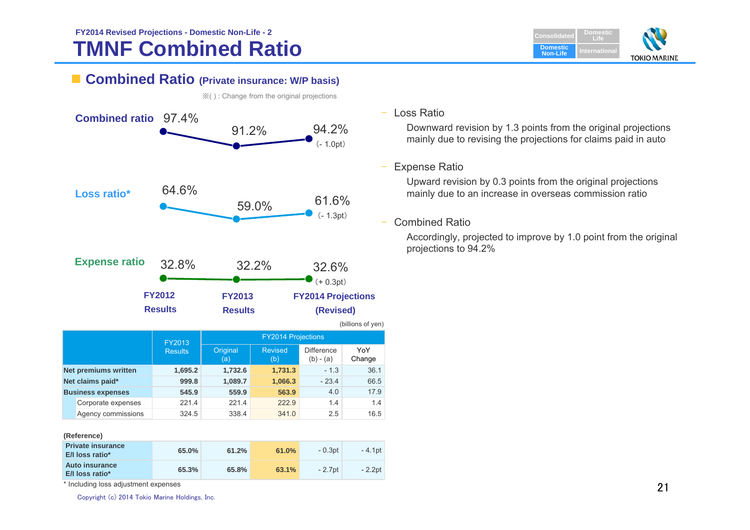FY2014 Revised Projections - Domestic Non-Life - 2

# TMNF Combined Ratio

## Combined Ratio (Private insurance: W/P basis)

※( ) : Change from the original projections

| | FY2012 Results | FY2013 Results | FY2014 Projections (Revised) |
|---|---|---|---|
| Combined ratio | 97.4% | 91.2% | 94.2% (- 1.0pt) |
| Loss ratio* | 64.6% | 59.0% | 61.6% (- 1.3pt) |
| Expense ratio | 32.8% | 32.2% | 32.6% (+ 0.3pt) |

- Loss Ratio
  Downward revision by 1.3 points from the original projections mainly due to revising the projections for claims paid in auto
- Expense Ratio
  Upward revision by 0.3 points from the original projections mainly due to an increase in overseas commission ratio
- Combined Ratio
  Accordingly, projected to improve by 1.0 point from the original projections to 94.2%

(billions of yen)

| | FY2013 Results | FY2014 Projections | | | |
|---|---|---|---|---|---|
| | | Original (a) | Revised (b) | Difference (b) - (a) | YoY Change |
| **Net premiums written** | 1,695.2 | 1,732.6 | 1,731.3 | - 1.3 | 36.1 |
| **Net claims paid*** | 999.8 | 1,089.7 | 1,066.3 | - 23.4 | 66.5 |
| **Business expenses** | 545.9 | 559.9 | 563.9 | 4.0 | 17.9 |
| Corporate expenses | 221.4 | 221.4 | 222.9 | 1.4 | 1.4 |
| Agency commissions | 324.5 | 338.4 | 341.0 | 2.5 | 16.5 |

(Reference)

| | FY2013 Results | Original (a) | Revised (b) | Difference (b) - (a) | YoY Change |
|---|---|---|---|---|---|
| **Private insurance E/I loss ratio*** | 65.0% | 61.2% | 61.0% | - 0.3pt | - 4.1pt |
| **Auto insurance E/I loss ratio*** | 65.3% | 65.8% | 63.1% | - 2.7pt | - 2.2pt |

\* Including loss adjustment expenses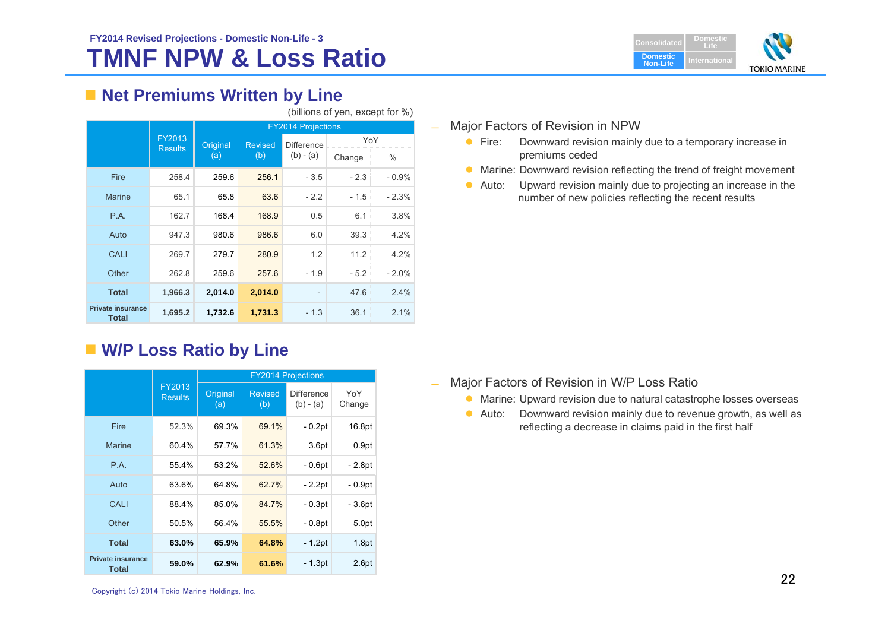FY2014 Revised Projections - Domestic Non-Life - 3

# TMNF NPW & Loss Ratio

## Net Premiums Written by Line

(billions of yen, except for %)

| | FY2013 Results | FY2014 Projections | | | | |
|---|---|---|---|---|---|---|
| | | Original (a) | Revised (b) | Difference (b) - (a) | YoY | |
| | | | | | Change | % |
| Fire | 258.4 | 259.6 | 256.1 | - 3.5 | - 2.3 | - 0.9% |
| Marine | 65.1 | 65.8 | 63.6 | - 2.2 | - 1.5 | - 2.3% |
| P.A. | 162.7 | 168.4 | 168.9 | 0.5 | 6.1 | 3.8% |
| Auto | 947.3 | 980.6 | 986.6 | 6.0 | 39.3 | 4.2% |
| CALI | 269.7 | 279.7 | 280.9 | 1.2 | 11.2 | 4.2% |
| Other | 262.8 | 259.6 | 257.6 | - 1.9 | - 5.2 | - 2.0% |
| **Total** | **1,966.3** | **2,014.0** | **2,014.0** | - | 47.6 | 2.4% |
| **Private insurance Total** | **1,695.2** | **1,732.6** | **1,731.3** | - 1.3 | 36.1 | 2.1% |

- Major Factors of Revision in NPW
  - Fire: Downward revision mainly due to a temporary increase in premiums ceded
  - Marine: Downward revision reflecting the trend of freight movement
  - Auto: Upward revision mainly due to projecting an increase in the number of new policies reflecting the recent results

## W/P Loss Ratio by Line

| | FY2013 Results | FY2014 Projections | | | |
|---|---|---|---|---|---|
| | | Original (a) | Revised (b) | Difference (b) - (a) | YoY Change |
| Fire | 52.3% | 69.3% | 69.1% | - 0.2pt | 16.8pt |
| Marine | 60.4% | 57.7% | 61.3% | 3.6pt | 0.9pt |
| P.A. | 55.4% | 53.2% | 52.6% | - 0.6pt | - 2.8pt |
| Auto | 63.6% | 64.8% | 62.7% | - 2.2pt | - 0.9pt |
| CALI | 88.4% | 85.0% | 84.7% | - 0.3pt | - 3.6pt |
| Other | 50.5% | 56.4% | 55.5% | - 0.8pt | 5.0pt |
| **Total** | **63.0%** | **65.9%** | **64.8%** | - 1.2pt | 1.8pt |
| **Private insurance Total** | **59.0%** | **62.9%** | **61.6%** | - 1.3pt | 2.6pt |

- Major Factors of Revision in W/P Loss Ratio
  - Marine: Upward revision due to natural catastrophe losses overseas
  - Auto: Downward revision mainly due to revenue growth, as well as reflecting a decrease in claims paid in the first half

Copyright (c) 2014 Tokio Marine Holdings, Inc.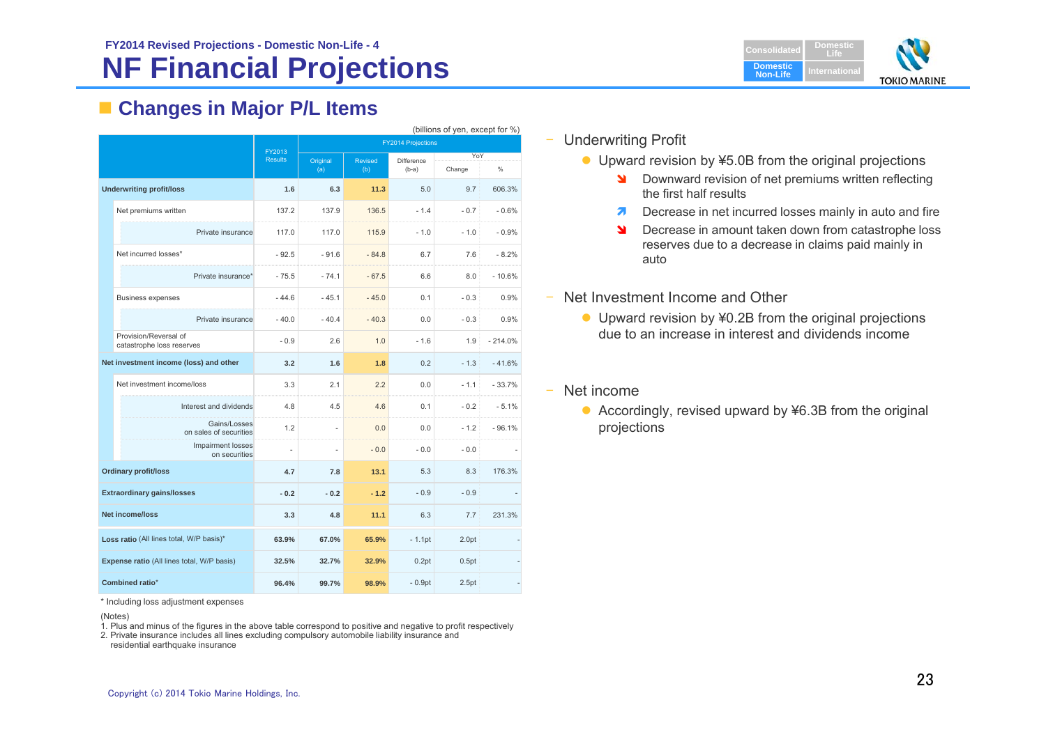FY2014 Revised Projections - Domestic Non-Life - 4

# NF Financial Projections

## Changes in Major P/L Items

(billions of yen, except for %)

| | FY2013 Results | FY2014 Projections Original (a) | FY2014 Projections Revised (b) | Difference (b-a) | YoY Change | YoY % |
|---|---|---|---|---|---|---|
| **Underwriting profit/loss** | **1.6** | **6.3** | **11.3** | 5.0 | 9.7 | 606.3% |
| Net premiums written | 137.2 | 137.9 | 136.5 | - 1.4 | - 0.7 | - 0.6% |
| Private insurance | 117.0 | 117.0 | 115.9 | - 1.0 | - 1.0 | - 0.9% |
| Net incurred losses* | - 92.5 | - 91.6 | - 84.8 | 6.7 | 7.6 | - 8.2% |
| Private insurance* | - 75.5 | - 74.1 | - 67.5 | 6.6 | 8.0 | - 10.6% |
| Business expenses | - 44.6 | - 45.1 | - 45.0 | 0.1 | - 0.3 | 0.9% |
| Private insurance | - 40.0 | - 40.4 | - 40.3 | 0.0 | - 0.3 | 0.9% |
| Provision/Reversal of catastrophe loss reserves | - 0.9 | 2.6 | 1.0 | - 1.6 | 1.9 | - 214.0% |
| **Net investment income (loss) and other** | **3.2** | **1.6** | **1.8** | 0.2 | - 1.3 | - 41.6% |
| Net investment income/loss | 3.3 | 2.1 | 2.2 | 0.0 | - 1.1 | - 33.7% |
| Interest and dividends | 4.8 | 4.5 | 4.6 | 0.1 | - 0.2 | - 5.1% |
| Gains/Losses on sales of securities | 1.2 | - | 0.0 | 0.0 | - 1.2 | - 96.1% |
| Impairment losses on securities | - | - | - 0.0 | - 0.0 | - 0.0 | - |
| **Ordinary profit/loss** | **4.7** | **7.8** | **13.1** | 5.3 | 8.3 | 176.3% |
| **Extraordinary gains/losses** | **- 0.2** | **- 0.2** | **- 1.2** | - 0.9 | - 0.9 | - |
| **Net income/loss** | **3.3** | **4.8** | **11.1** | 6.3 | 7.7 | 231.3% |
| **Loss ratio** (All lines total, W/P basis)* | **63.9%** | **67.0%** | **65.9%** | - 1.1pt | 2.0pt | - |
| **Expense ratio** (All lines total, W/P basis) | **32.5%** | **32.7%** | **32.9%** | 0.2pt | 0.5pt | - |
| **Combined ratio*** | **96.4%** | **99.7%** | **98.9%** | - 0.9pt | 2.5pt | - |

* Including loss adjustment expenses

(Notes)
1. Plus and minus of the figures in the above table correspond to positive and negative to profit respectively
2. Private insurance includes all lines excluding compulsory automobile liability insurance and residential earthquake insurance

- Underwriting Profit
  - Upward revision by ¥5.0B from the original projections
    - ↘ Downward revision of net premiums written reflecting the first half results
    - ↗ Decrease in net incurred losses mainly in auto and fire
    - ↘ Decrease in amount taken down from catastrophe loss reserves due to a decrease in claims paid mainly in auto

- Net Investment Income and Other
  - Upward revision by ¥0.2B from the original projections due to an increase in interest and dividends income

- Net income
  - Accordingly, revised upward by ¥6.3B from the original projections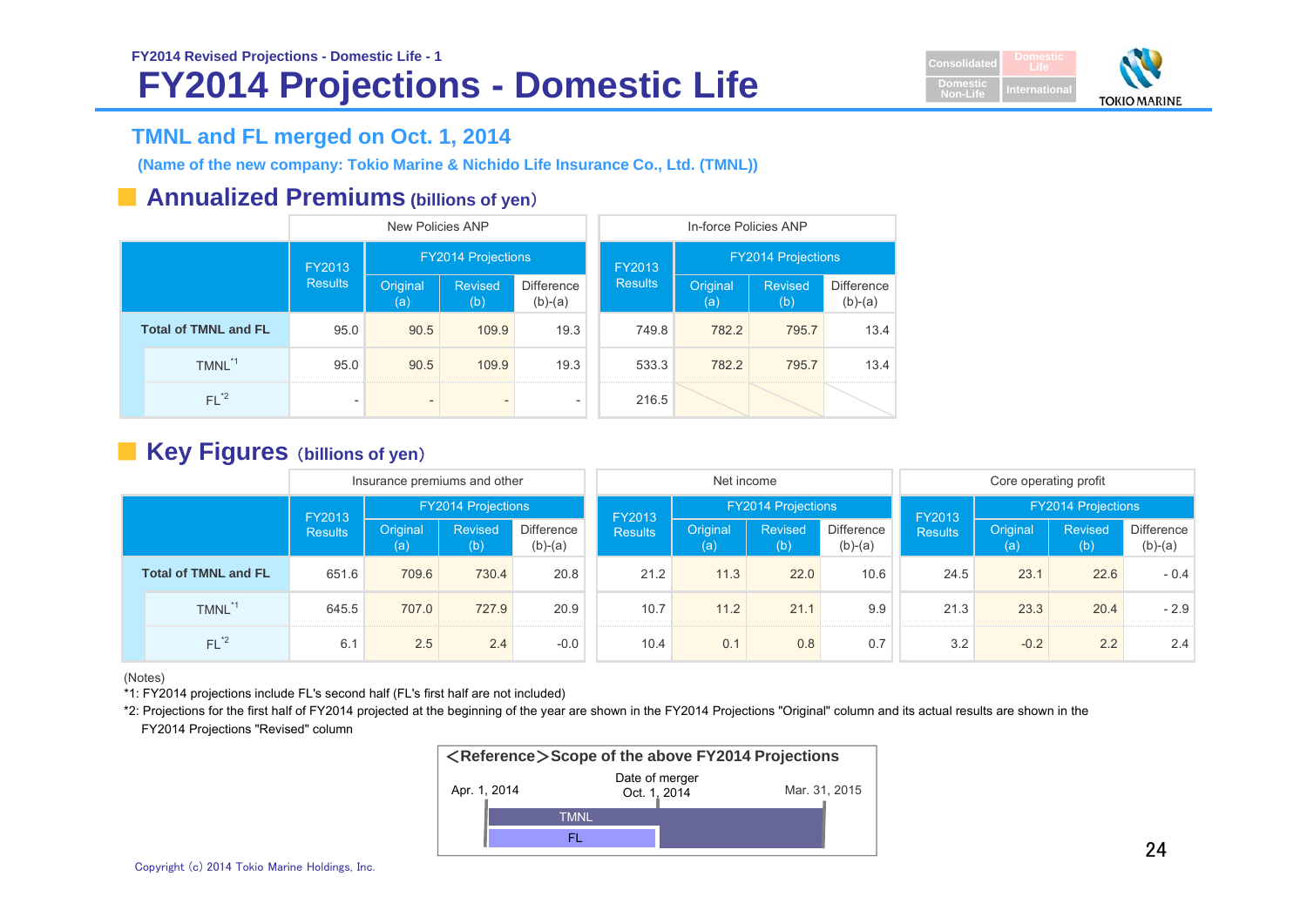FY2014 Revised Projections - Domestic Life - 1

# FY2014 Projections - Domestic Life

## TMNL and FL merged on Oct. 1, 2014

**(Name of the new company: Tokio Marine & Nichido Life Insurance Co., Ltd. (TMNL))**

### Annualized Premiums (billions of yen)

| | New Policies ANP | | | | In-force Policies ANP | | | |
|---|---|---|---|---|---|---|---|---|
| | FY2013 Results | FY2014 Projections | | | FY2013 Results | FY2014 Projections | | |
| | | Original (a) | Revised (b) | Difference (b)-(a) | | Original (a) | Revised (b) | Difference (b)-(a) |
| Total of TMNL and FL | 95.0 | 90.5 | 109.9 | 19.3 | 749.8 | 782.2 | 795.7 | 13.4 |
| TMNL[*1] | 95.0 | 90.5 | 109.9 | 19.3 | 533.3 | 782.2 | 795.7 | 13.4 |
| FL[*2] | - | - | - | - | 216.5 | | | |

### Key Figures (billions of yen)

| | Insurance premiums and other | | | | Net income | | | | Core operating profit | | | |
|---|---|---|---|---|---|---|---|---|---|---|---|---|
| | FY2013 Results | FY2014 Projections | | | FY2013 Results | FY2014 Projections | | | FY2013 Results | FY2014 Projections | | |
| | | Original (a) | Revised (b) | Difference (b)-(a) | | Original (a) | Revised (b) | Difference (b)-(a) | | Original (a) | Revised (b) | Difference (b)-(a) |
| Total of TMNL and FL | 651.6 | 709.6 | 730.4 | 20.8 | 21.2 | 11.3 | 22.0 | 10.6 | 24.5 | 23.1 | 22.6 | - 0.4 |
| TMNL[*1] | 645.5 | 707.0 | 727.9 | 20.9 | 10.7 | 11.2 | 21.1 | 9.9 | 21.3 | 23.3 | 20.4 | - 2.9 |
| FL[*2] | 6.1 | 2.5 | 2.4 | -0.0 | 10.4 | 0.1 | 0.8 | 0.7 | 3.2 | -0.2 | 2.2 | 2.4 |

(Notes)

*1: FY2014 projections include FL's second half (FL's first half are not included)

*2: Projections for the first half of FY2014 projected at the beginning of the year are shown in the FY2014 Projections "Original" column and its actual results are shown in the FY2014 Projections "Revised" column

**＜Reference＞Scope of the above FY2014 Projections**

Apr. 1, 2014 — Date of merger Oct. 1, 2014 — Mar. 31, 2015

TMNL: Apr. 1, 2014 – Mar. 31, 2015

FL: Apr. 1, 2014 – Oct. 1, 2014

Copyright (c) 2014 Tokio Marine Holdings, Inc.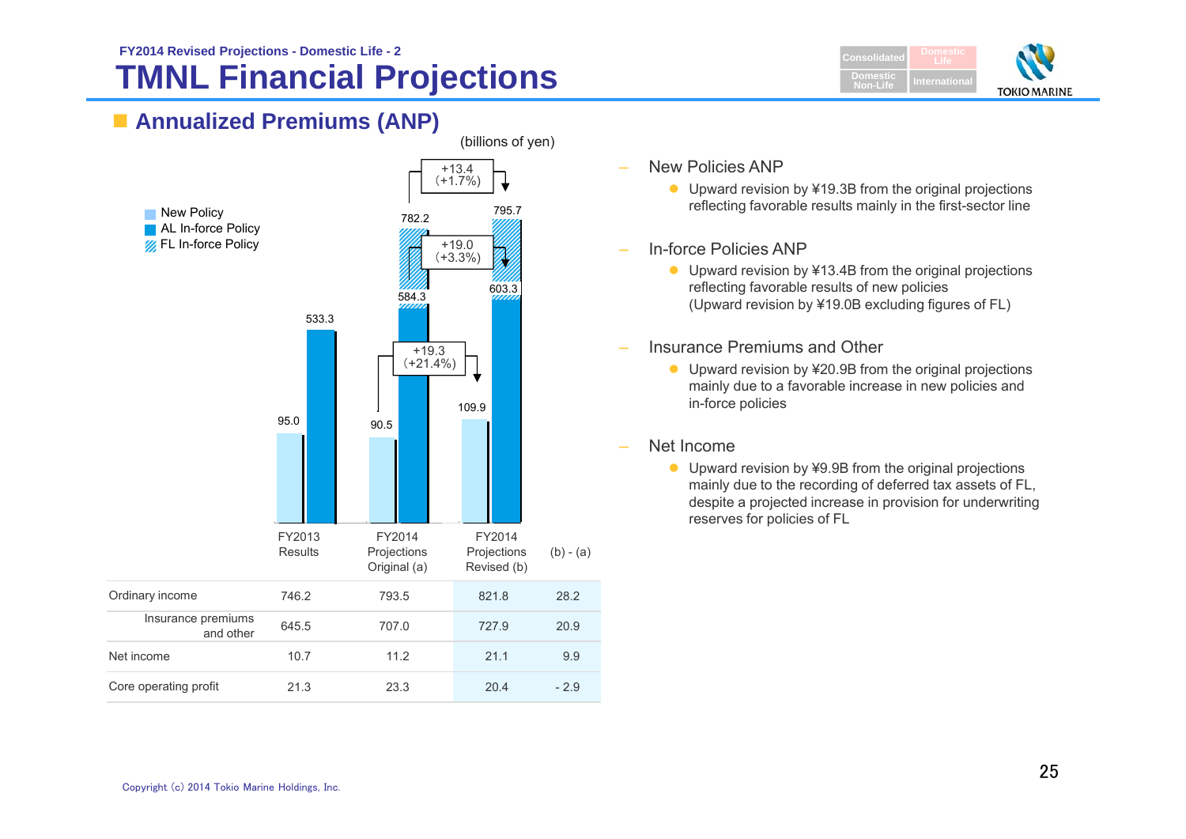FY2014 Revised Projections - Domestic Life - 2

# TMNL Financial Projections

## Annualized Premiums (ANP)

(billions of yen)

- New Policy
- AL In-force Policy
- FL In-force Policy

| | FY2013 Results | FY2014 Projections Original (a) | FY2014 Projections Revised (b) | (b) - (a) |
|---|---|---|---|---|
| New Policy ANP | 95.0 | 90.5 | 109.9 | +19.3 (+21.4%) |
| In-force ANP (AL) | 533.3 | 584.3 | 603.3 | +19.0 (+3.3%) |
| In-force ANP (incl. FL) | | 782.2 | 795.7 | +13.4 (+1.7%) |
| Ordinary income | 746.2 | 793.5 | 821.8 | 28.2 |
| Insurance premiums and other | 645.5 | 707.0 | 727.9 | 20.9 |
| Net income | 10.7 | 11.2 | 21.1 | 9.9 |
| Core operating profit | 21.3 | 23.3 | 20.4 | - 2.9 |

- New Policies ANP
  - Upward revision by ¥19.3B from the original projections reflecting favorable results mainly in the first-sector line
- In-force Policies ANP
  - Upward revision by ¥13.4B from the original projections reflecting favorable results of new policies (Upward revision by ¥19.0B excluding figures of FL)
- Insurance Premiums and Other
  - Upward revision by ¥20.9B from the original projections mainly due to a favorable increase in new policies and in-force policies
- Net Income
  - Upward revision by ¥9.9B from the original projections mainly due to the recording of deferred tax assets of FL, despite a projected increase in provision for underwriting reserves for policies of FL

Copyright (c) 2014 Tokio Marine Holdings, Inc.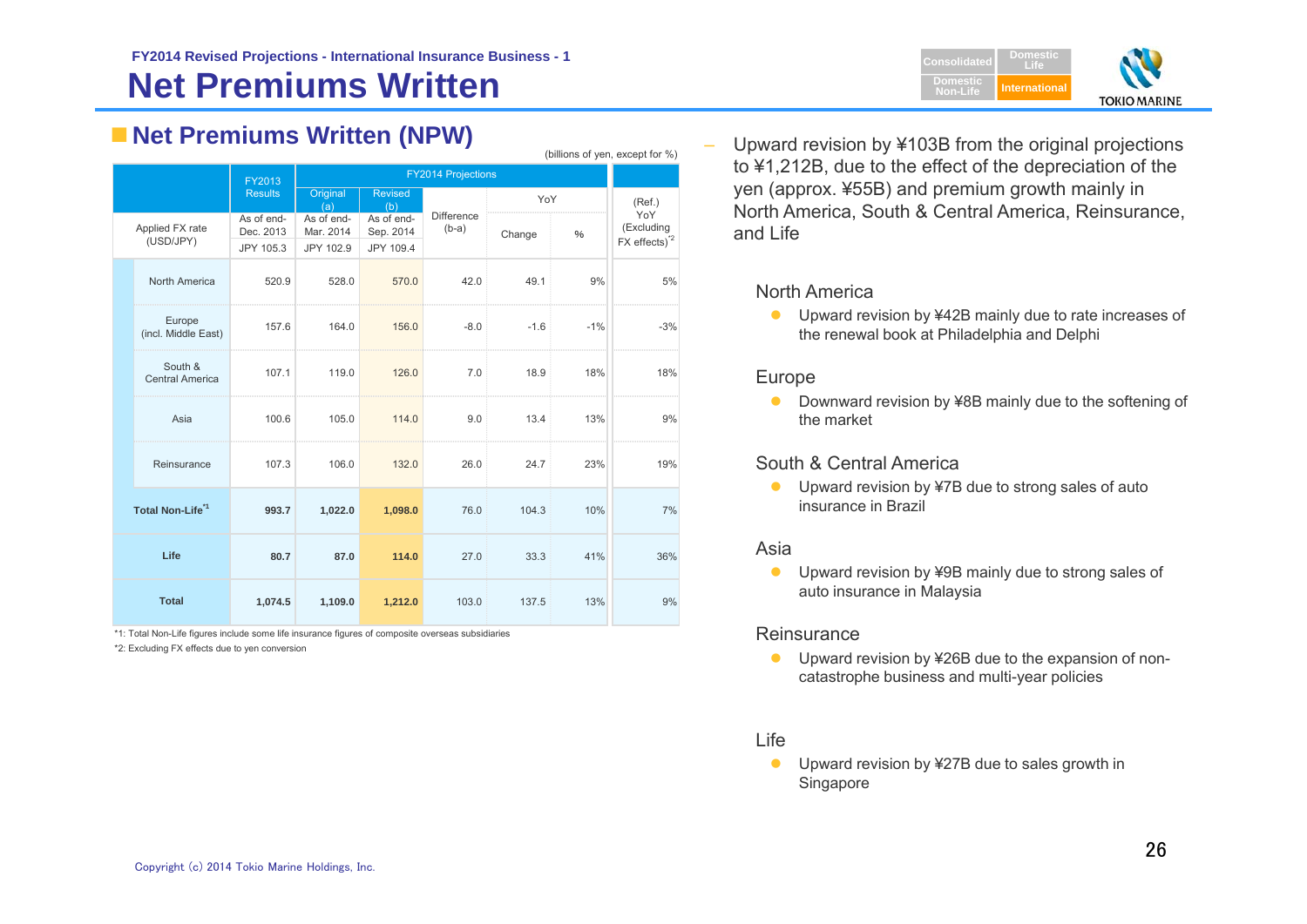FY2014 Revised Projections - International Insurance Business - 1

# Net Premiums Written

## Net Premiums Written (NPW)

(billions of yen, except for %)

| | FY2013 Results | FY2014 Projections Original (a) | FY2014 Projections Revised (b) | Difference (b-a) | YoY Change | YoY % | (Ref.) YoY (Excluding FX effects)[2] |
|---|---|---|---|---|---|---|---|
| | As of end-Dec. 2013 | As of end-Mar. 2014 | As of end-Sep. 2014 | | | | |
| Applied FX rate (USD/JPY) | JPY 105.3 | JPY 102.9 | JPY 109.4 | | | | |
| North America | 520.9 | 528.0 | 570.0 | 42.0 | 49.1 | 9% | 5% |
| Europe (incl. Middle East) | 157.6 | 164.0 | 156.0 | -8.0 | -1.6 | -1% | -3% |
| South & Central America | 107.1 | 119.0 | 126.0 | 7.0 | 18.9 | 18% | 18% |
| Asia | 100.6 | 105.0 | 114.0 | 9.0 | 13.4 | 13% | 9% |
| Reinsurance | 107.3 | 106.0 | 132.0 | 26.0 | 24.7 | 23% | 19% |
| **Total Non-Life[1]** | **993.7** | **1,022.0** | **1,098.0** | 76.0 | 104.3 | 10% | 7% |
| **Life** | **80.7** | **87.0** | **114.0** | 27.0 | 33.3 | 41% | 36% |
| **Total** | **1,074.5** | **1,109.0** | **1,212.0** | 103.0 | 137.5 | 13% | 9% |

*1: Total Non-Life figures include some life insurance figures of composite overseas subsidiaries

*2: Excluding FX effects due to yen conversion

– Upward revision by ¥103B from the original projections to ¥1,212B, due to the effect of the depreciation of the yen (approx. ¥55B) and premium growth mainly in North America, South & Central America, Reinsurance, and Life

### North America

- Upward revision by ¥42B mainly due to rate increases of the renewal book at Philadelphia and Delphi

### Europe

- Downward revision by ¥8B mainly due to the softening of the market

### South & Central America

- Upward revision by ¥7B due to strong sales of auto insurance in Brazil

### Asia

- Upward revision by ¥9B mainly due to strong sales of auto insurance in Malaysia

### Reinsurance

- Upward revision by ¥26B due to the expansion of non-catastrophe business and multi-year policies

### Life

- Upward revision by ¥27B due to sales growth in Singapore

Copyright (c) 2014 Tokio Marine Holdings, Inc.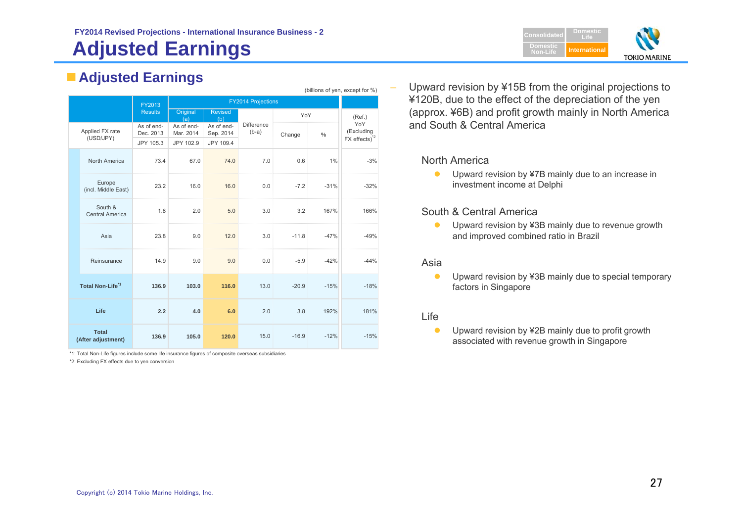FY2014 Revised Projections - International Insurance Business - 2

# Adjusted Earnings

## Adjusted Earnings

(billions of yen, except for %)

| | | FY2013 Results | FY2014 Projections | | | | | (Ref.) YoY (Excluding FX effects)[*2] |
|---|---|---|---|---|---|---|---|---|
| | | | Original (a) | Revised (b) | Difference (b-a) | YoY | | |
| | | | | | | Change | % | |
| Applied FX rate (USD/JPY) | | As of end-Dec. 2013 | As of end-Mar. 2014 | As of end-Sep. 2014 | | | | |
| | | JPY 105.3 | JPY 102.9 | JPY 109.4 | | | | |
| | North America | 73.4 | 67.0 | 74.0 | 7.0 | 0.6 | 1% | -3% |
| | Europe (incl. Middle East) | 23.2 | 16.0 | 16.0 | 0.0 | -7.2 | -31% | -32% |
| | South & Central America | 1.8 | 2.0 | 5.0 | 3.0 | 3.2 | 167% | 166% |
| | Asia | 23.8 | 9.0 | 12.0 | 3.0 | -11.8 | -47% | -49% |
| | Reinsurance | 14.9 | 9.0 | 9.0 | 0.0 | -5.9 | -42% | -44% |
| **Total Non-Life[*1]** | | **136.9** | **103.0** | **116.0** | 13.0 | -20.9 | -15% | -18% |
| **Life** | | **2.2** | **4.0** | **6.0** | 2.0 | 3.8 | 192% | 181% |
| **Total (After adjustment)** | | **136.9** | **105.0** | **120.0** | 15.0 | -16.9 | -12% | -15% |

*1: Total Non-Life figures include some life insurance figures of composite overseas subsidiaries

*2: Excluding FX effects due to yen conversion

- Upward revision by ¥15B from the original projections to ¥120B, due to the effect of the depreciation of the yen (approx. ¥6B) and profit growth mainly in North America and South & Central America

North America

- Upward revision by ¥7B mainly due to an increase in investment income at Delphi

South & Central America

- Upward revision by ¥3B mainly due to revenue growth and improved combined ratio in Brazil

Asia

- Upward revision by ¥3B mainly due to special temporary factors in Singapore

Life

- Upward revision by ¥2B mainly due to profit growth associated with revenue growth in Singapore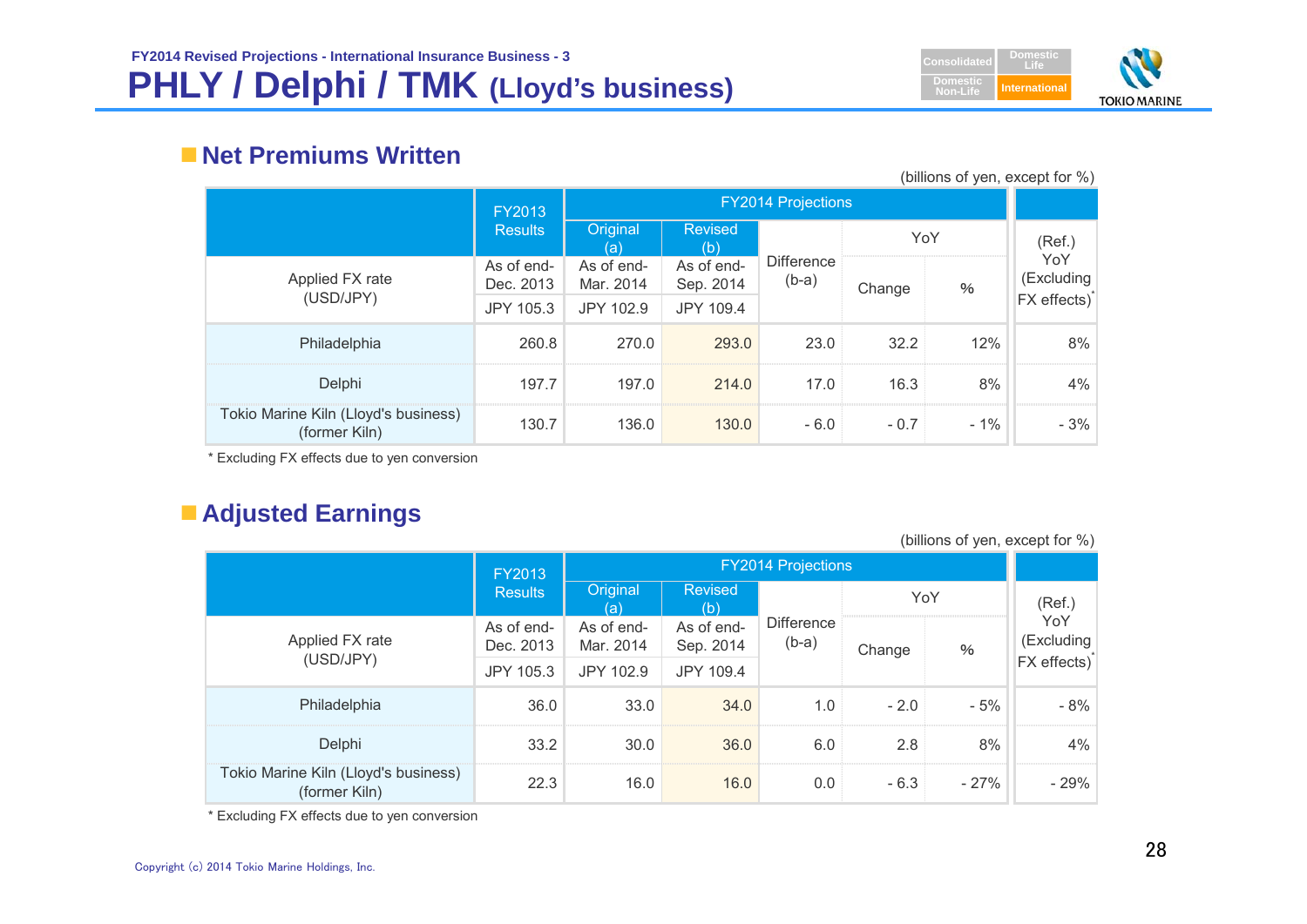FY2014 Revised Projections - International Insurance Business - 3

# PHLY / Delphi / TMK (Lloyd's business)

## Net Premiums Written

(billions of yen, except for %)

| | FY2013 Results | FY2014 Projections | | | | | |
|---|---|---|---|---|---|---|---|
| | | Original (a) | Revised (b) | Difference (b-a) | YoY | | (Ref.) YoY (Excluding FX effects)* |
| Applied FX rate (USD/JPY) | As of end-Dec. 2013 | As of end-Mar. 2014 | As of end-Sep. 2014 | | Change | % | |
| | JPY 105.3 | JPY 102.9 | JPY 109.4 | | | | |
| Philadelphia | 260.8 | 270.0 | 293.0 | 23.0 | 32.2 | 12% | 8% |
| Delphi | 197.7 | 197.0 | 214.0 | 17.0 | 16.3 | 8% | 4% |
| Tokio Marine Kiln (Lloyd's business) (former Kiln) | 130.7 | 136.0 | 130.0 | - 6.0 | - 0.7 | - 1% | - 3% |

* Excluding FX effects due to yen conversion

## Adjusted Earnings

(billions of yen, except for %)

| | FY2013 Results | FY2014 Projections | | | | | |
|---|---|---|---|---|---|---|---|
| | | Original (a) | Revised (b) | Difference (b-a) | YoY | | (Ref.) YoY (Excluding FX effects)* |
| Applied FX rate (USD/JPY) | As of end-Dec. 2013 | As of end-Mar. 2014 | As of end-Sep. 2014 | | Change | % | |
| | JPY 105.3 | JPY 102.9 | JPY 109.4 | | | | |
| Philadelphia | 36.0 | 33.0 | 34.0 | 1.0 | - 2.0 | - 5% | - 8% |
| Delphi | 33.2 | 30.0 | 36.0 | 6.0 | 2.8 | 8% | 4% |
| Tokio Marine Kiln (Lloyd's business) (former Kiln) | 22.3 | 16.0 | 16.0 | 0.0 | - 6.3 | - 27% | - 29% |

* Excluding FX effects due to yen conversion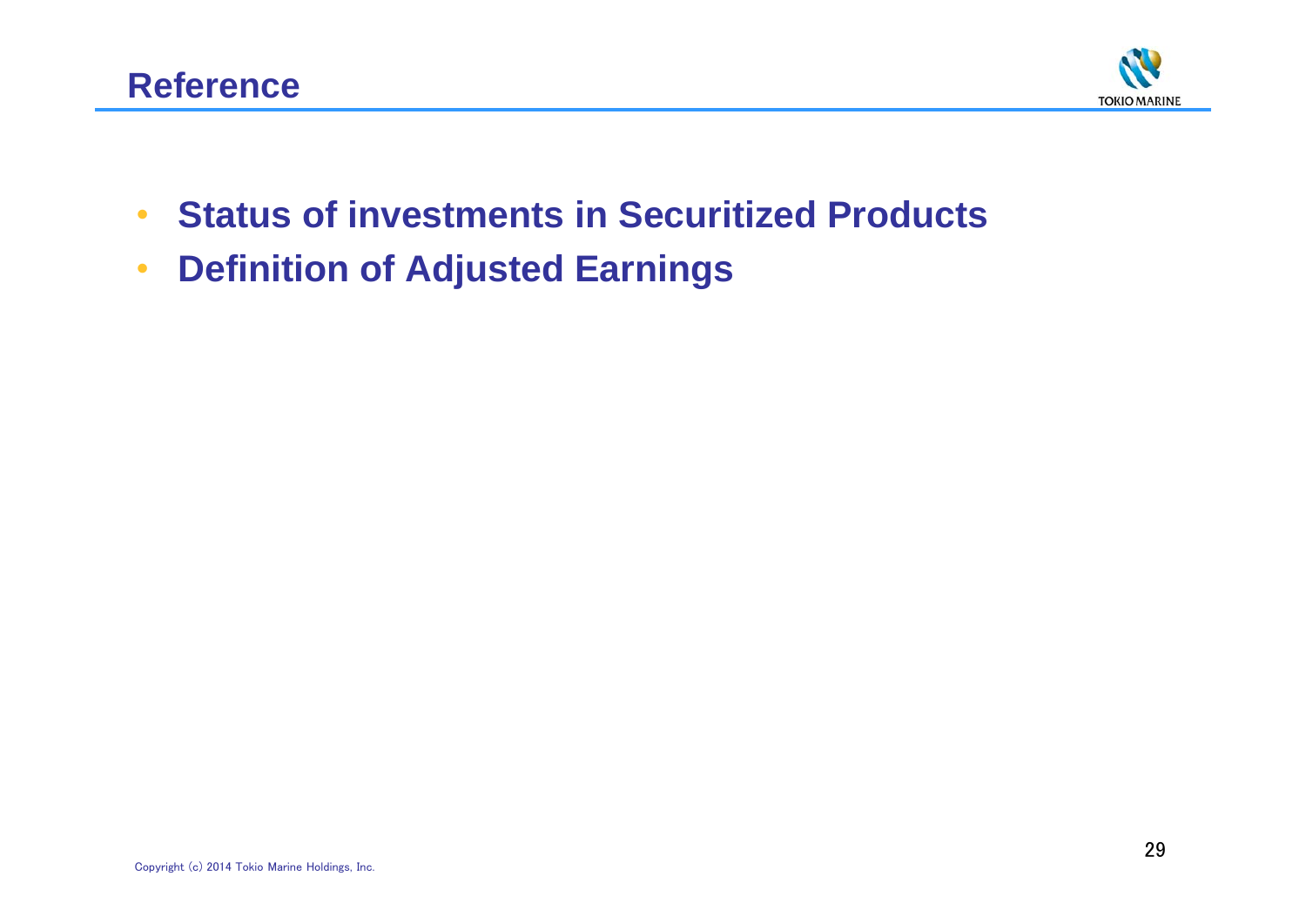# Reference

- **Status of investments in Securitized Products**
- **Definition of Adjusted Earnings**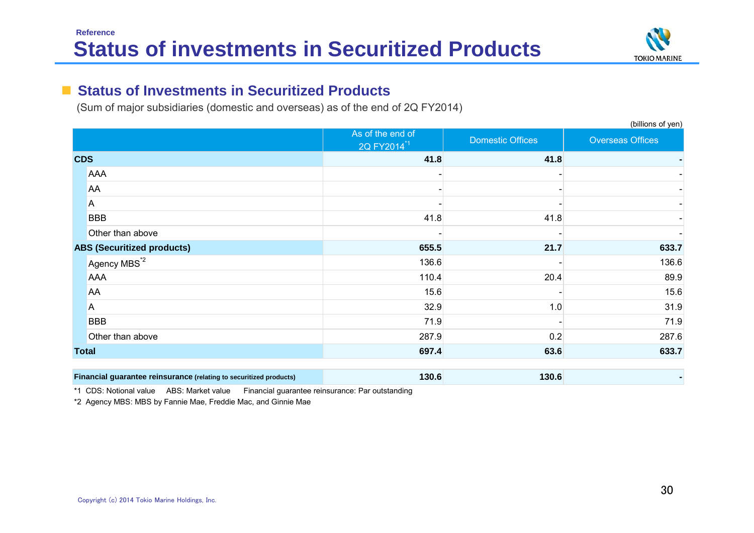Reference

# Status of investments in Securitized Products

## Status of Investments in Securitized Products

(Sum of major subsidiaries (domestic and overseas) as of the end of 2Q FY2014)

(billions of yen)

| | As of the end of 2Q FY2014[*1] | Domestic Offices | Overseas Offices |
|---|---|---|---|
| **CDS** | **41.8** | **41.8** | **-** |
| AAA | - | - | - |
| AA | - | - | - |
| A | - | - | - |
| BBB | 41.8 | 41.8 | - |
| Other than above | - | - | - |
| **ABS (Securitized products)** | **655.5** | **21.7** | **633.7** |
| Agency MBS[*2] | 136.6 | - | 136.6 |
| AAA | 110.4 | 20.4 | 89.9 |
| AA | 15.6 | - | 15.6 |
| A | 32.9 | 1.0 | 31.9 |
| BBB | 71.9 | - | 71.9 |
| Other than above | 287.9 | 0.2 | 287.6 |
| **Total** | **697.4** | **63.6** | **633.7** |

| | | | |
|---|---|---|---|
| **Financial guarantee reinsurance** (relating to securitized products) | **130.6** | **130.6** | **-** |

*1 CDS: Notional value ABS: Market value Financial guarantee reinsurance: Par outstanding

*2 Agency MBS: MBS by Fannie Mae, Freddie Mac, and Ginnie Mae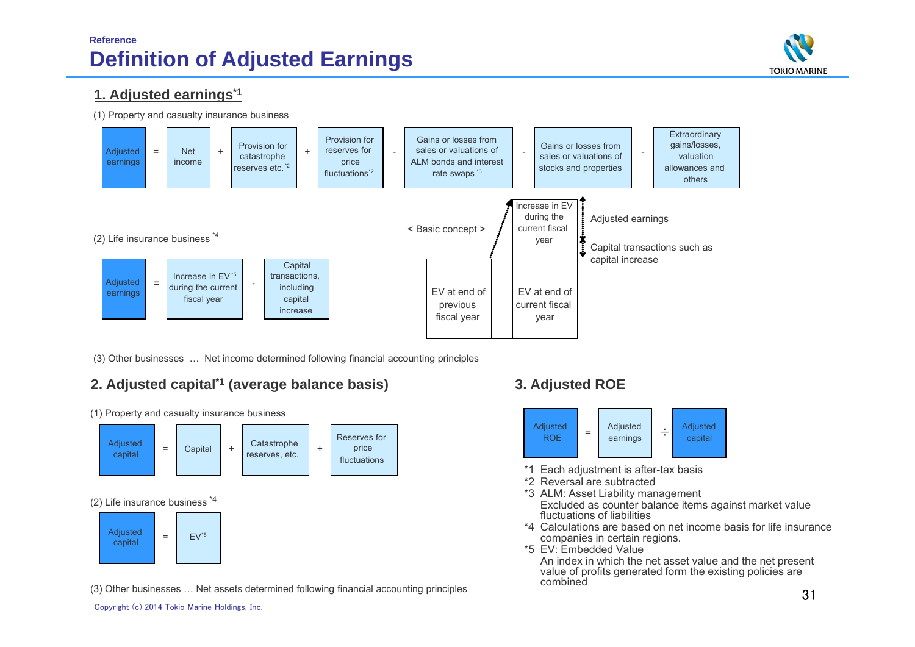Reference

# Definition of Adjusted Earnings

## 1. Adjusted earnings*1

(1) Property and casualty insurance business

Adjusted earnings = Net income + Provision for catastrophe reserves etc.*2 + Provision for reserves for price fluctuations*2 - Gains or losses from sales or valuations of ALM bonds and interest rate swaps*3 - Gains or losses from sales or valuations of stocks and properties - Extraordinary gains/losses, valuation allowances and others

(2) Life insurance business*4

Adjusted earnings = Increase in EV*5 during the current fiscal year - Capital transactions, including capital increase

< Basic concept >

- EV at end of previous fiscal year
- EV at end of current fiscal year
- Increase in EV during the current fiscal year
  - Adjusted earnings
  - Capital transactions such as capital increase

(3) Other businesses … Net income determined following financial accounting principles

## 2. Adjusted capital*1 (average balance basis)

(1) Property and casualty insurance business

Adjusted capital = Capital + Catastrophe reserves, etc. + Reserves for price fluctuations

(2) Life insurance business*4

Adjusted capital = EV*5

(3) Other businesses … Net assets determined following financial accounting principles

## 3. Adjusted ROE

Adjusted ROE = Adjusted earnings ÷ Adjusted capital

*1 Each adjustment is after-tax basis

*2 Reversal are subtracted

*3 ALM: Asset Liability management
Excluded as counter balance items against market value fluctuations of liabilities

*4 Calculations are based on net income basis for life insurance companies in certain regions.

*5 EV: Embedded Value
An index in which the net asset value and the net present value of profits generated form the existing policies are combined

Copyright (c) 2014 Tokio Marine Holdings, Inc.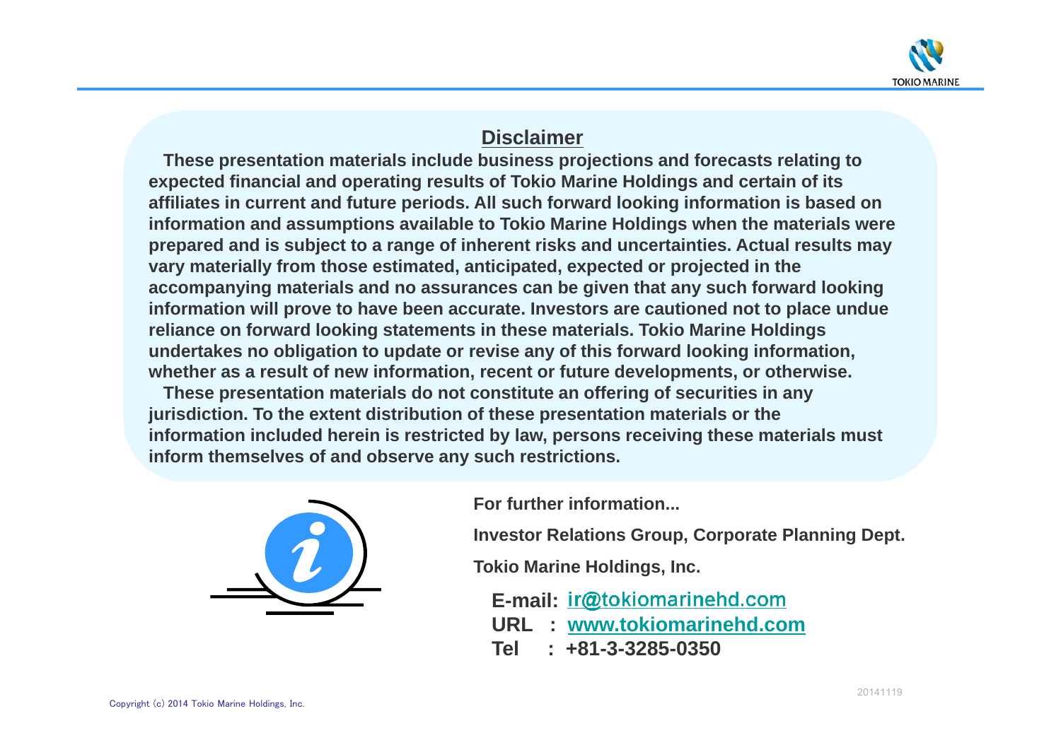## Disclaimer

These presentation materials include business projections and forecasts relating to expected financial and operating results of Tokio Marine Holdings and certain of its affiliates in current and future periods. All such forward looking information is based on information and assumptions available to Tokio Marine Holdings when the materials were prepared and is subject to a range of inherent risks and uncertainties. Actual results may vary materially from those estimated, anticipated, expected or projected in the accompanying materials and no assurances can be given that any such forward looking information will prove to have been accurate. Investors are cautioned not to place undue reliance on forward looking statements in these materials. Tokio Marine Holdings undertakes no obligation to update or revise any of this forward looking information, whether as a result of new information, recent or future developments, or otherwise.

These presentation materials do not constitute an offering of securities in any jurisdiction. To the extent distribution of these presentation materials or the information included herein is restricted by law, persons receiving these materials must inform themselves of and observe any such restrictions.

**For further information...**

**Investor Relations Group, Corporate Planning Dept.**

**Tokio Marine Holdings, Inc.**

**E-mail:** ir@tokiomarinehd.com
**URL :** www.tokiomarinehd.com
**Tel : +81-3-3285-0350**

20141119